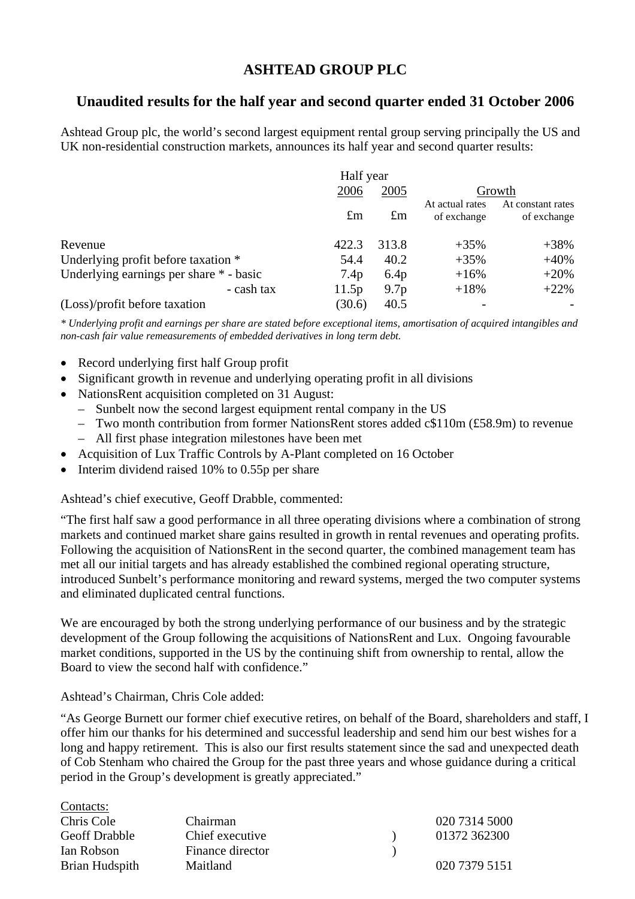# ASHTEAD GROUP PLC

## Unaudited results for the half year and second quarter ended 31 October 2006

Ashtead Group plc, the world's second largest equipment rental group serving principally the US and UK non-residential construction markets, announces its half year and second quarter results:

| | Half year | | Growth | |
|---|---|---|---|---|
| | 2006 | 2005 | At actual rates of exchange | At constant rates of exchange |
| | £m | £m | | |
| Revenue | 422.3 | 313.8 | +35% | +38% |
| Underlying profit before taxation * | 54.4 | 40.2 | +35% | +40% |
| Underlying earnings per share * - basic | 7.4p | 6.4p | +16% | +20% |
| - cash tax | 11.5p | 9.7p | +18% | +22% |
| (Loss)/profit before taxation | (30.6) | 40.5 | - | - |

*\* Underlying profit and earnings per share are stated before exceptional items, amortisation of acquired intangibles and non-cash fair value remeasurements of embedded derivatives in long term debt.*

- Record underlying first half Group profit
- Significant growth in revenue and underlying operating profit in all divisions
- NationsRent acquisition completed on 31 August:
  - Sunbelt now the second largest equipment rental company in the US
  - Two month contribution from former NationsRent stores added c$110m (£58.9m) to revenue
  - All first phase integration milestones have been met
- Acquisition of Lux Traffic Controls by A-Plant completed on 16 October
- Interim dividend raised 10% to 0.55p per share

Ashtead's chief executive, Geoff Drabble, commented:

"The first half saw a good performance in all three operating divisions where a combination of strong markets and continued market share gains resulted in growth in rental revenues and operating profits. Following the acquisition of NationsRent in the second quarter, the combined management team has met all our initial targets and has already established the combined regional operating structure, introduced Sunbelt's performance monitoring and reward systems, merged the two computer systems and eliminated duplicated central functions.

We are encouraged by both the strong underlying performance of our business and by the strategic development of the Group following the acquisitions of NationsRent and Lux. Ongoing favourable market conditions, supported in the US by the continuing shift from ownership to rental, allow the Board to view the second half with confidence."

Ashtead's Chairman, Chris Cole added:

"As George Burnett our former chief executive retires, on behalf of the Board, shareholders and staff, I offer him our thanks for his determined and successful leadership and send him our best wishes for a long and happy retirement. This is also our first results statement since the sad and unexpected death of Cob Stenham who chaired the Group for the past three years and whose guidance during a critical period in the Group's development is greatly appreciated."

Contacts:

| | | | |
|---|---|---|---|
| Chris Cole | Chairman | | 020 7314 5000 |
| Geoff Drabble | Chief executive | ) | 01372 362300 |
| Ian Robson | Finance director | ) | |
| Brian Hudspith | Maitland | | 020 7379 5151 |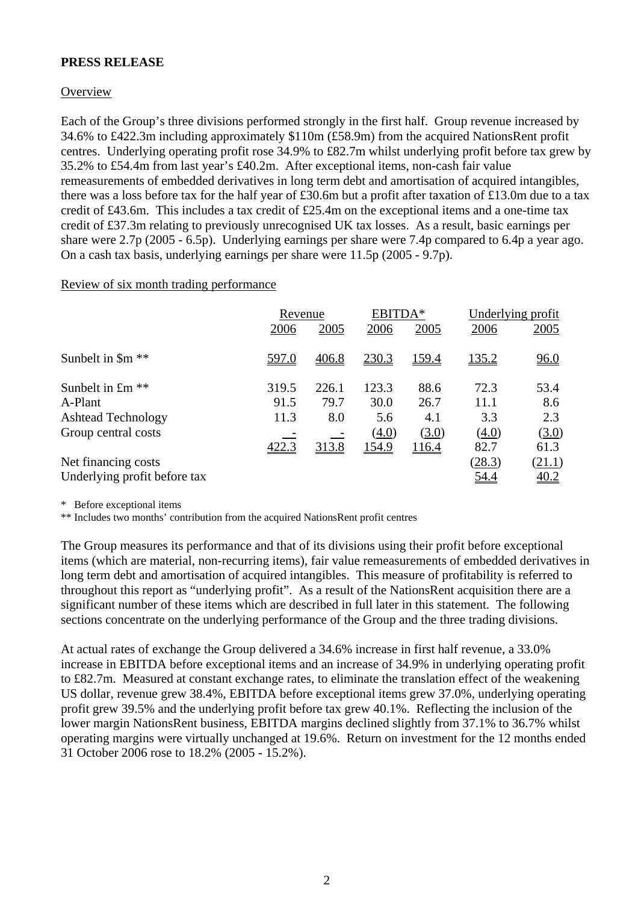**PRESS RELEASE**

Overview

Each of the Group's three divisions performed strongly in the first half. Group revenue increased by 34.6% to £422.3m including approximately $110m (£58.9m) from the acquired NationsRent profit centres. Underlying operating profit rose 34.9% to £82.7m whilst underlying profit before tax grew by 35.2% to £54.4m from last year's £40.2m. After exceptional items, non-cash fair value remeasurements of embedded derivatives in long term debt and amortisation of acquired intangibles, there was a loss before tax for the half year of £30.6m but a profit after taxation of £13.0m due to a tax credit of £43.6m. This includes a tax credit of £25.4m on the exceptional items and a one-time tax credit of £37.3m relating to previously unrecognised UK tax losses. As a result, basic earnings per share were 2.7p (2005 - 6.5p). Underlying earnings per share were 7.4p compared to 6.4p a year ago. On a cash tax basis, underlying earnings per share were 11.5p (2005 - 9.7p).

Review of six month trading performance

| | Revenue | | EBITDA* | | Underlying profit | |
|---|---|---|---|---|---|---|
| | 2006 | 2005 | 2006 | 2005 | 2006 | 2005 |
| Sunbelt in $m ** | 597.0 | 406.8 | 230.3 | 159.4 | 135.2 | 96.0 |
| Sunbelt in £m ** | 319.5 | 226.1 | 123.3 | 88.6 | 72.3 | 53.4 |
| A-Plant | 91.5 | 79.7 | 30.0 | 26.7 | 11.1 | 8.6 |
| Ashtead Technology | 11.3 | 8.0 | 5.6 | 4.1 | 3.3 | 2.3 |
| Group central costs | - | - | (4.0) | (3.0) | (4.0) | (3.0) |
| | 422.3 | 313.8 | 154.9 | 116.4 | 82.7 | 61.3 |
| Net financing costs | | | | | (28.3) | (21.1) |
| Underlying profit before tax | | | | | 54.4 | 40.2 |

\* Before exceptional items

\** Includes two months' contribution from the acquired NationsRent profit centres

The Group measures its performance and that of its divisions using their profit before exceptional items (which are material, non-recurring items), fair value remeasurements of embedded derivatives in long term debt and amortisation of acquired intangibles. This measure of profitability is referred to throughout this report as "underlying profit". As a result of the NationsRent acquisition there are a significant number of these items which are described in full later in this statement. The following sections concentrate on the underlying performance of the Group and the three trading divisions.

At actual rates of exchange the Group delivered a 34.6% increase in first half revenue, a 33.0% increase in EBITDA before exceptional items and an increase of 34.9% in underlying operating profit to £82.7m. Measured at constant exchange rates, to eliminate the translation effect of the weakening US dollar, revenue grew 38.4%, EBITDA before exceptional items grew 37.0%, underlying operating profit grew 39.5% and the underlying profit before tax grew 40.1%. Reflecting the inclusion of the lower margin NationsRent business, EBITDA margins declined slightly from 37.1% to 36.7% whilst operating margins were virtually unchanged at 19.6%. Return on investment for the 12 months ended 31 October 2006 rose to 18.2% (2005 - 15.2%).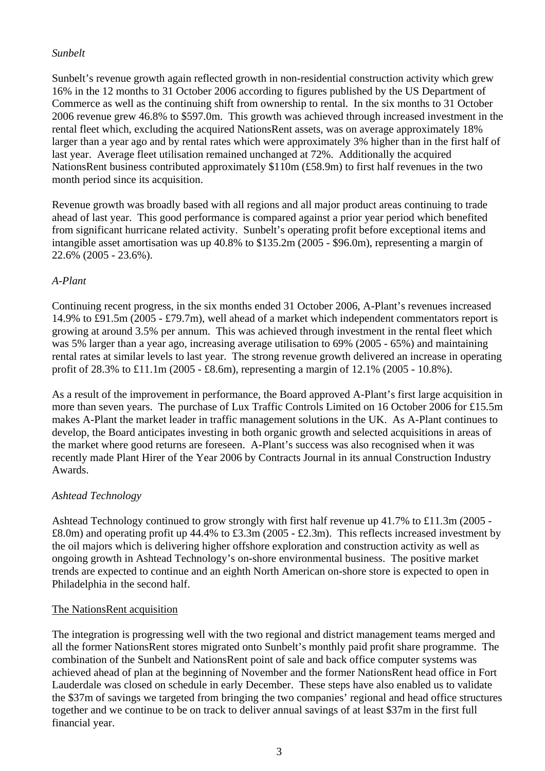*Sunbelt*

Sunbelt's revenue growth again reflected growth in non-residential construction activity which grew 16% in the 12 months to 31 October 2006 according to figures published by the US Department of Commerce as well as the continuing shift from ownership to rental. In the six months to 31 October 2006 revenue grew 46.8% to $597.0m. This growth was achieved through increased investment in the rental fleet which, excluding the acquired NationsRent assets, was on average approximately 18% larger than a year ago and by rental rates which were approximately 3% higher than in the first half of last year. Average fleet utilisation remained unchanged at 72%. Additionally the acquired NationsRent business contributed approximately $110m (£58.9m) to first half revenues in the two month period since its acquisition.

Revenue growth was broadly based with all regions and all major product areas continuing to trade ahead of last year. This good performance is compared against a prior year period which benefited from significant hurricane related activity. Sunbelt's operating profit before exceptional items and intangible asset amortisation was up 40.8% to $135.2m (2005 - $96.0m), representing a margin of 22.6% (2005 - 23.6%).

*A-Plant*

Continuing recent progress, in the six months ended 31 October 2006, A-Plant's revenues increased 14.9% to £91.5m (2005 - £79.7m), well ahead of a market which independent commentators report is growing at around 3.5% per annum. This was achieved through investment in the rental fleet which was 5% larger than a year ago, increasing average utilisation to 69% (2005 - 65%) and maintaining rental rates at similar levels to last year. The strong revenue growth delivered an increase in operating profit of 28.3% to £11.1m (2005 - £8.6m), representing a margin of 12.1% (2005 - 10.8%).

As a result of the improvement in performance, the Board approved A-Plant's first large acquisition in more than seven years. The purchase of Lux Traffic Controls Limited on 16 October 2006 for £15.5m makes A-Plant the market leader in traffic management solutions in the UK. As A-Plant continues to develop, the Board anticipates investing in both organic growth and selected acquisitions in areas of the market where good returns are foreseen. A-Plant's success was also recognised when it was recently made Plant Hirer of the Year 2006 by Contracts Journal in its annual Construction Industry Awards.

*Ashtead Technology*

Ashtead Technology continued to grow strongly with first half revenue up 41.7% to £11.3m (2005 - £8.0m) and operating profit up 44.4% to £3.3m (2005 - £2.3m). This reflects increased investment by the oil majors which is delivering higher offshore exploration and construction activity as well as ongoing growth in Ashtead Technology's on-shore environmental business. The positive market trends are expected to continue and an eighth North American on-shore store is expected to open in Philadelphia in the second half.

<u>The NationsRent acquisition</u>

The integration is progressing well with the two regional and district management teams merged and all the former NationsRent stores migrated onto Sunbelt's monthly paid profit share programme. The combination of the Sunbelt and NationsRent point of sale and back office computer systems was achieved ahead of plan at the beginning of November and the former NationsRent head office in Fort Lauderdale was closed on schedule in early December. These steps have also enabled us to validate the $37m of savings we targeted from bringing the two companies' regional and head office structures together and we continue to be on track to deliver annual savings of at least $37m in the first full financial year.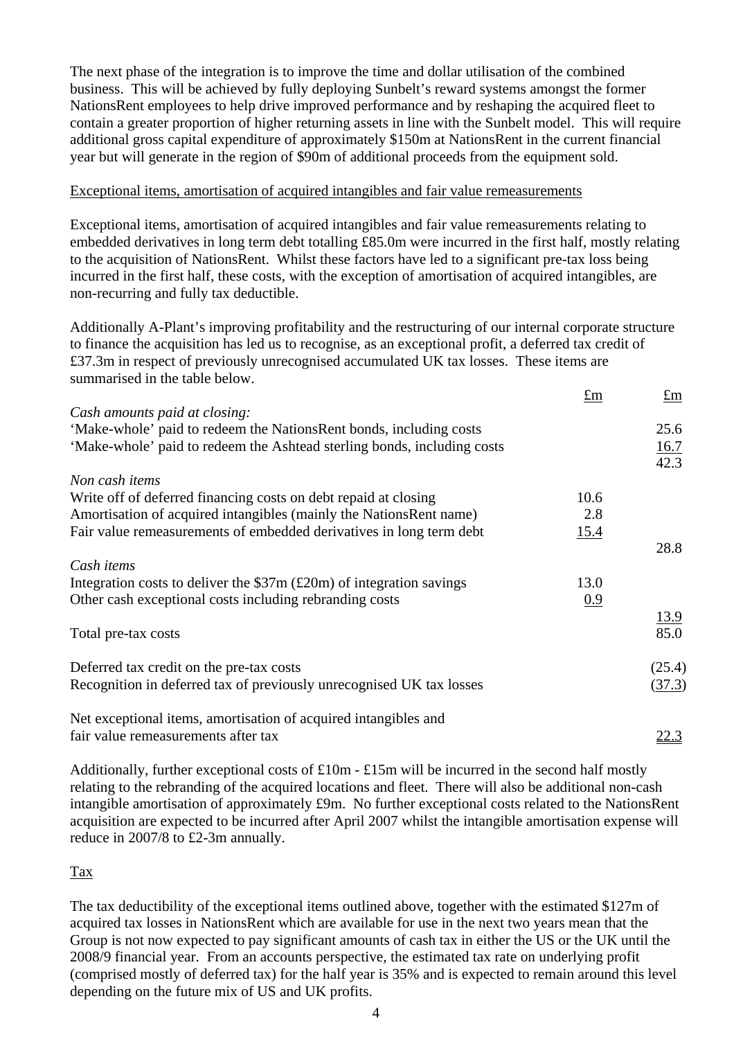The next phase of the integration is to improve the time and dollar utilisation of the combined business. This will be achieved by fully deploying Sunbelt's reward systems amongst the former NationsRent employees to help drive improved performance and by reshaping the acquired fleet to contain a greater proportion of higher returning assets in line with the Sunbelt model. This will require additional gross capital expenditure of approximately $150m at NationsRent in the current financial year but will generate in the region of $90m of additional proceeds from the equipment sold.

## Exceptional items, amortisation of acquired intangibles and fair value remeasurements

Exceptional items, amortisation of acquired intangibles and fair value remeasurements relating to embedded derivatives in long term debt totalling £85.0m were incurred in the first half, mostly relating to the acquisition of NationsRent. Whilst these factors have led to a significant pre-tax loss being incurred in the first half, these costs, with the exception of amortisation of acquired intangibles, are non-recurring and fully tax deductible.

Additionally A-Plant's improving profitability and the restructuring of our internal corporate structure to finance the acquisition has led us to recognise, as an exceptional profit, a deferred tax credit of £37.3m in respect of previously unrecognised accumulated UK tax losses. These items are summarised in the table below.

| | £m | £m |
|---|---|---|
| *Cash amounts paid at closing:* | | |
| 'Make-whole' paid to redeem the NationsRent bonds, including costs | | 25.6 |
| 'Make-whole' paid to redeem the Ashtead sterling bonds, including costs | | 16.7 |
| | | 42.3 |
| *Non cash items* | | |
| Write off of deferred financing costs on debt repaid at closing | 10.6 | |
| Amortisation of acquired intangibles (mainly the NationsRent name) | 2.8 | |
| Fair value remeasurements of embedded derivatives in long term debt | 15.4 | |
| | | 28.8 |
| *Cash items* | | |
| Integration costs to deliver the $37m (£20m) of integration savings | 13.0 | |
| Other cash exceptional costs including rebranding costs | 0.9 | |
| | | 13.9 |
| Total pre-tax costs | | 85.0 |
| | | |
| Deferred tax credit on the pre-tax costs | | (25.4) |
| Recognition in deferred tax of previously unrecognised UK tax losses | | (37.3) |
| | | |
| Net exceptional items, amortisation of acquired intangibles and fair value remeasurements after tax | | 22.3 |

Additionally, further exceptional costs of £10m - £15m will be incurred in the second half mostly relating to the rebranding of the acquired locations and fleet. There will also be additional non-cash intangible amortisation of approximately £9m. No further exceptional costs related to the NationsRent acquisition are expected to be incurred after April 2007 whilst the intangible amortisation expense will reduce in 2007/8 to £2-3m annually.

## Tax

The tax deductibility of the exceptional items outlined above, together with the estimated $127m of acquired tax losses in NationsRent which are available for use in the next two years mean that the Group is not now expected to pay significant amounts of cash tax in either the US or the UK until the 2008/9 financial year. From an accounts perspective, the estimated tax rate on underlying profit (comprised mostly of deferred tax) for the half year is 35% and is expected to remain around this level depending on the future mix of US and UK profits.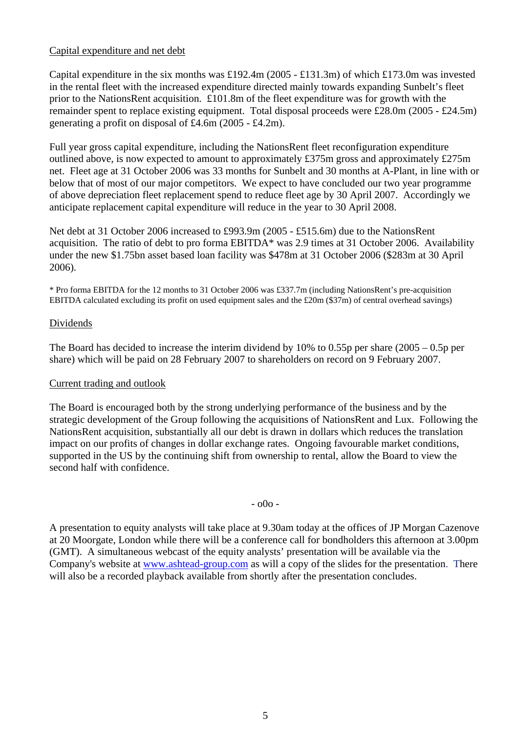## Capital expenditure and net debt

Capital expenditure in the six months was £192.4m (2005 - £131.3m) of which £173.0m was invested in the rental fleet with the increased expenditure directed mainly towards expanding Sunbelt's fleet prior to the NationsRent acquisition. £101.8m of the fleet expenditure was for growth with the remainder spent to replace existing equipment. Total disposal proceeds were £28.0m (2005 - £24.5m) generating a profit on disposal of £4.6m (2005 - £4.2m).

Full year gross capital expenditure, including the NationsRent fleet reconfiguration expenditure outlined above, is now expected to amount to approximately £375m gross and approximately £275m net. Fleet age at 31 October 2006 was 33 months for Sunbelt and 30 months at A-Plant, in line with or below that of most of our major competitors. We expect to have concluded our two year programme of above depreciation fleet replacement spend to reduce fleet age by 30 April 2007. Accordingly we anticipate replacement capital expenditure will reduce in the year to 30 April 2008.

Net debt at 31 October 2006 increased to £993.9m (2005 - £515.6m) due to the NationsRent acquisition. The ratio of debt to pro forma EBITDA* was 2.9 times at 31 October 2006. Availability under the new $1.75bn asset based loan facility was $478m at 31 October 2006 ($283m at 30 April 2006).

* Pro forma EBITDA for the 12 months to 31 October 2006 was £337.7m (including NationsRent's pre-acquisition EBITDA calculated excluding its profit on used equipment sales and the £20m ($37m) of central overhead savings)

## Dividends

The Board has decided to increase the interim dividend by 10% to 0.55p per share (2005 – 0.5p per share) which will be paid on 28 February 2007 to shareholders on record on 9 February 2007.

## Current trading and outlook

The Board is encouraged both by the strong underlying performance of the business and by the strategic development of the Group following the acquisitions of NationsRent and Lux. Following the NationsRent acquisition, substantially all our debt is drawn in dollars which reduces the translation impact on our profits of changes in dollar exchange rates. Ongoing favourable market conditions, supported in the US by the continuing shift from ownership to rental, allow the Board to view the second half with confidence.

- o0o -

A presentation to equity analysts will take place at 9.30am today at the offices of JP Morgan Cazenove at 20 Moorgate, London while there will be a conference call for bondholders this afternoon at 3.00pm (GMT). A simultaneous webcast of the equity analysts' presentation will be available via the Company's website at www.ashtead-group.com as will a copy of the slides for the presentation. There will also be a recorded playback available from shortly after the presentation concludes.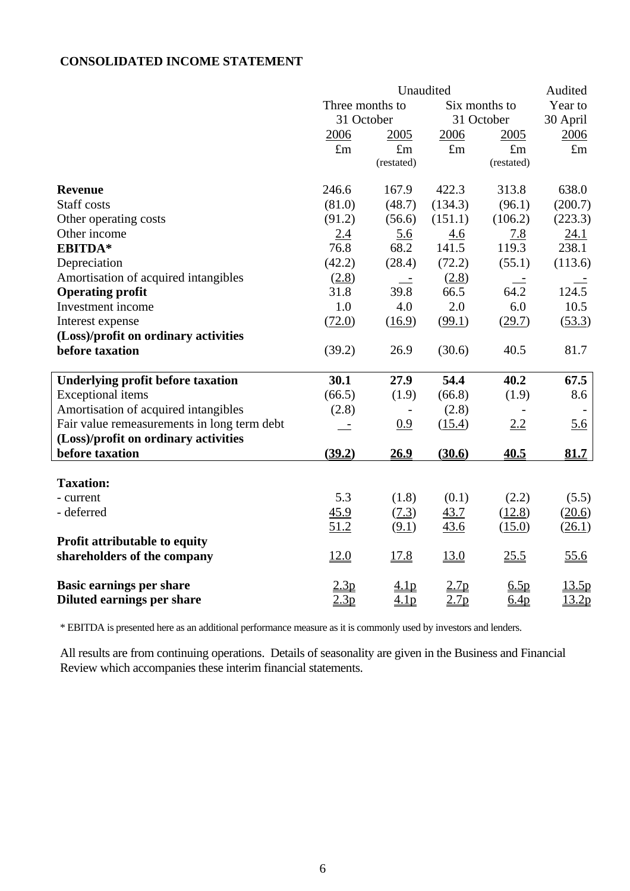## CONSOLIDATED INCOME STATEMENT

| | Unaudited | | | | Audited |
|---|---|---|---|---|---|
| | Three months to 31 October | | Six months to 31 October | | Year to 30 April |
| | 2006 | 2005 | 2006 | 2005 | 2006 |
| | £m | £m (restated) | £m | £m (restated) | £m |
| **Revenue** | 246.6 | 167.9 | 422.3 | 313.8 | 638.0 |
| Staff costs | (81.0) | (48.7) | (134.3) | (96.1) | (200.7) |
| Other operating costs | (91.2) | (56.6) | (151.1) | (106.2) | (223.3) |
| Other income | 2.4 | 5.6 | 4.6 | 7.8 | 24.1 |
| **EBITDA*** | 76.8 | 68.2 | 141.5 | 119.3 | 238.1 |
| Depreciation | (42.2) | (28.4) | (72.2) | (55.1) | (113.6) |
| Amortisation of acquired intangibles | (2.8) | - | (2.8) | - | - |
| **Operating profit** | 31.8 | 39.8 | 66.5 | 64.2 | 124.5 |
| Investment income | 1.0 | 4.0 | 2.0 | 6.0 | 10.5 |
| Interest expense | (72.0) | (16.9) | (99.1) | (29.7) | (53.3) |
| **(Loss)/profit on ordinary activities before taxation** | (39.2) | 26.9 | (30.6) | 40.5 | 81.7 |
| **Underlying profit before taxation** | **30.1** | **27.9** | **54.4** | **40.2** | **67.5** |
| Exceptional items | (66.5) | (1.9) | (66.8) | (1.9) | 8.6 |
| Amortisation of acquired intangibles | (2.8) | - | (2.8) | - | - |
| Fair value remeasurements in long term debt | - | 0.9 | (15.4) | 2.2 | 5.6 |
| **(Loss)/profit on ordinary activities before taxation** | **(39.2)** | **26.9** | **(30.6)** | **40.5** | **81.7** |
| **Taxation:** | | | | | |
| - current | 5.3 | (1.8) | (0.1) | (2.2) | (5.5) |
| - deferred | 45.9 | (7.3) | 43.7 | (12.8) | (20.6) |
| | 51.2 | (9.1) | 43.6 | (15.0) | (26.1) |
| **Profit attributable to equity shareholders of the company** | 12.0 | 17.8 | 13.0 | 25.5 | 55.6 |
| **Basic earnings per share** | 2.3p | 4.1p | 2.7p | 6.5p | 13.5p |
| **Diluted earnings per share** | 2.3p | 4.1p | 2.7p | 6.4p | 13.2p |

\* EBITDA is presented here as an additional performance measure as it is commonly used by investors and lenders.

All results are from continuing operations. Details of seasonality are given in the Business and Financial Review which accompanies these interim financial statements.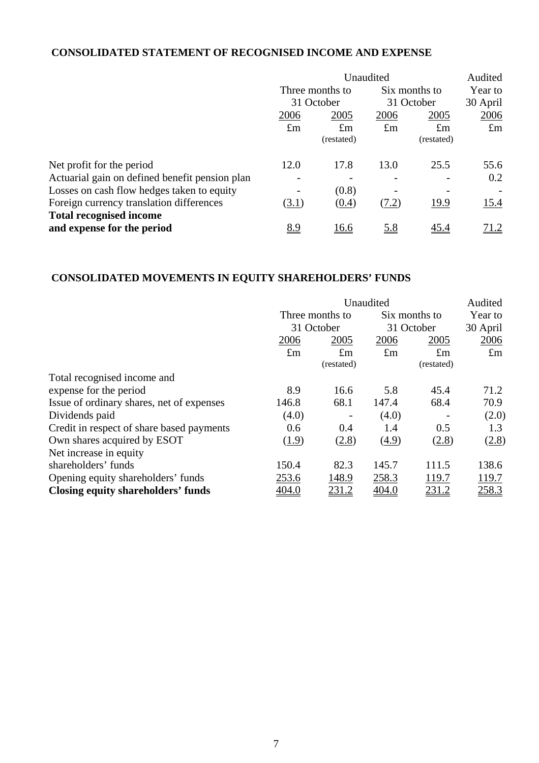## CONSOLIDATED STATEMENT OF RECOGNISED INCOME AND EXPENSE

| | Unaudited | | | | Audited |
|---|---|---|---|---|---|
| | Three months to 31 October | | Six months to 31 October | | Year to 30 April |
| | 2006 | 2005 | 2006 | 2005 | 2006 |
| | £m | £m (restated) | £m | £m (restated) | £m |
| Net profit for the period | 12.0 | 17.8 | 13.0 | 25.5 | 55.6 |
| Actuarial gain on defined benefit pension plan | - | - | - | - | 0.2 |
| Losses on cash flow hedges taken to equity | - | (0.8) | - | - | - |
| Foreign currency translation differences | (3.1) | (0.4) | (7.2) | 19.9 | 15.4 |
| **Total recognised income and expense for the period** | 8.9 | 16.6 | 5.8 | 45.4 | 71.2 |

## CONSOLIDATED MOVEMENTS IN EQUITY SHAREHOLDERS' FUNDS

| | Unaudited | | | | Audited |
|---|---|---|---|---|---|
| | Three months to 31 October | | Six months to 31 October | | Year to 30 April |
| | 2006 | 2005 | 2006 | 2005 | 2006 |
| | £m | £m (restated) | £m | £m (restated) | £m |
| Total recognised income and expense for the period | 8.9 | 16.6 | 5.8 | 45.4 | 71.2 |
| Issue of ordinary shares, net of expenses | 146.8 | 68.1 | 147.4 | 68.4 | 70.9 |
| Dividends paid | (4.0) | - | (4.0) | - | (2.0) |
| Credit in respect of share based payments | 0.6 | 0.4 | 1.4 | 0.5 | 1.3 |
| Own shares acquired by ESOT | (1.9) | (2.8) | (4.9) | (2.8) | (2.8) |
| Net increase in equity shareholders' funds | 150.4 | 82.3 | 145.7 | 111.5 | 138.6 |
| Opening equity shareholders' funds | 253.6 | 148.9 | 258.3 | 119.7 | 119.7 |
| **Closing equity shareholders' funds** | 404.0 | 231.2 | 404.0 | 231.2 | 258.3 |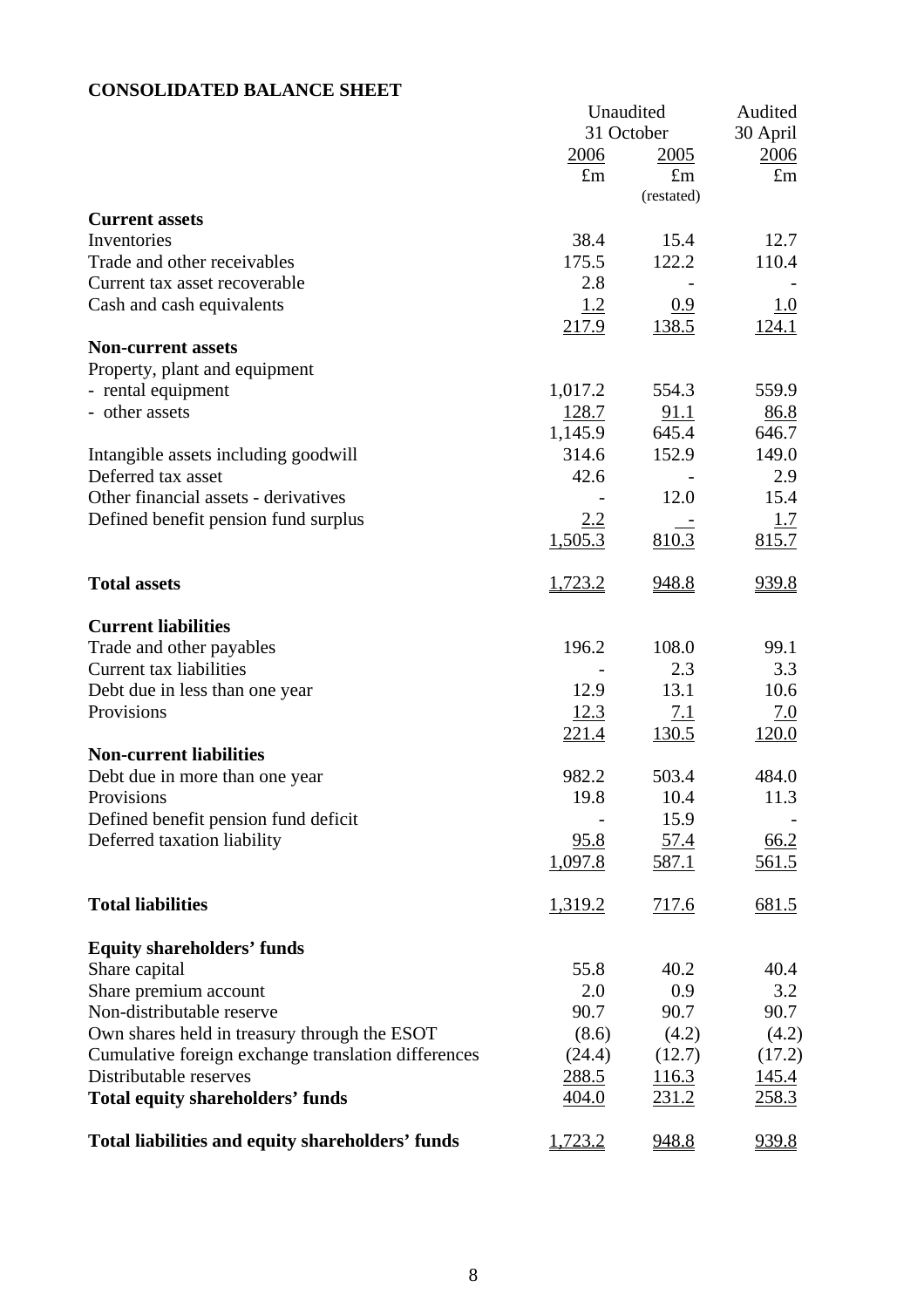**CONSOLIDATED BALANCE SHEET**

| | Unaudited 31 October 2006 | Unaudited 31 October 2005 | Audited 30 April 2006 |
|---|---|---|---|
| | £m | £m (restated) | £m |
| **Current assets** | | | |
| Inventories | 38.4 | 15.4 | 12.7 |
| Trade and other receivables | 175.5 | 122.2 | 110.4 |
| Current tax asset recoverable | 2.8 | - | - |
| Cash and cash equivalents | 1.2 | 0.9 | 1.0 |
| | 217.9 | 138.5 | 124.1 |
| **Non-current assets** | | | |
| Property, plant and equipment | | | |
| - rental equipment | 1,017.2 | 554.3 | 559.9 |
| - other assets | 128.7 | 91.1 | 86.8 |
| | 1,145.9 | 645.4 | 646.7 |
| Intangible assets including goodwill | 314.6 | 152.9 | 149.0 |
| Deferred tax asset | 42.6 | - | 2.9 |
| Other financial assets - derivatives | - | 12.0 | 15.4 |
| Defined benefit pension fund surplus | 2.2 | - | 1.7 |
| | 1,505.3 | 810.3 | 815.7 |
| **Total assets** | 1,723.2 | 948.8 | 939.8 |
| **Current liabilities** | | | |
| Trade and other payables | 196.2 | 108.0 | 99.1 |
| Current tax liabilities | - | 2.3 | 3.3 |
| Debt due in less than one year | 12.9 | 13.1 | 10.6 |
| Provisions | 12.3 | 7.1 | 7.0 |
| | 221.4 | 130.5 | 120.0 |
| **Non-current liabilities** | | | |
| Debt due in more than one year | 982.2 | 503.4 | 484.0 |
| Provisions | 19.8 | 10.4 | 11.3 |
| Defined benefit pension fund deficit | - | 15.9 | - |
| Deferred taxation liability | 95.8 | 57.4 | 66.2 |
| | 1,097.8 | 587.1 | 561.5 |
| **Total liabilities** | 1,319.2 | 717.6 | 681.5 |
| **Equity shareholders' funds** | | | |
| Share capital | 55.8 | 40.2 | 40.4 |
| Share premium account | 2.0 | 0.9 | 3.2 |
| Non-distributable reserve | 90.7 | 90.7 | 90.7 |
| Own shares held in treasury through the ESOT | (8.6) | (4.2) | (4.2) |
| Cumulative foreign exchange translation differences | (24.4) | (12.7) | (17.2) |
| Distributable reserves | 288.5 | 116.3 | 145.4 |
| **Total equity shareholders' funds** | 404.0 | 231.2 | 258.3 |
| **Total liabilities and equity shareholders' funds** | 1,723.2 | 948.8 | 939.8 |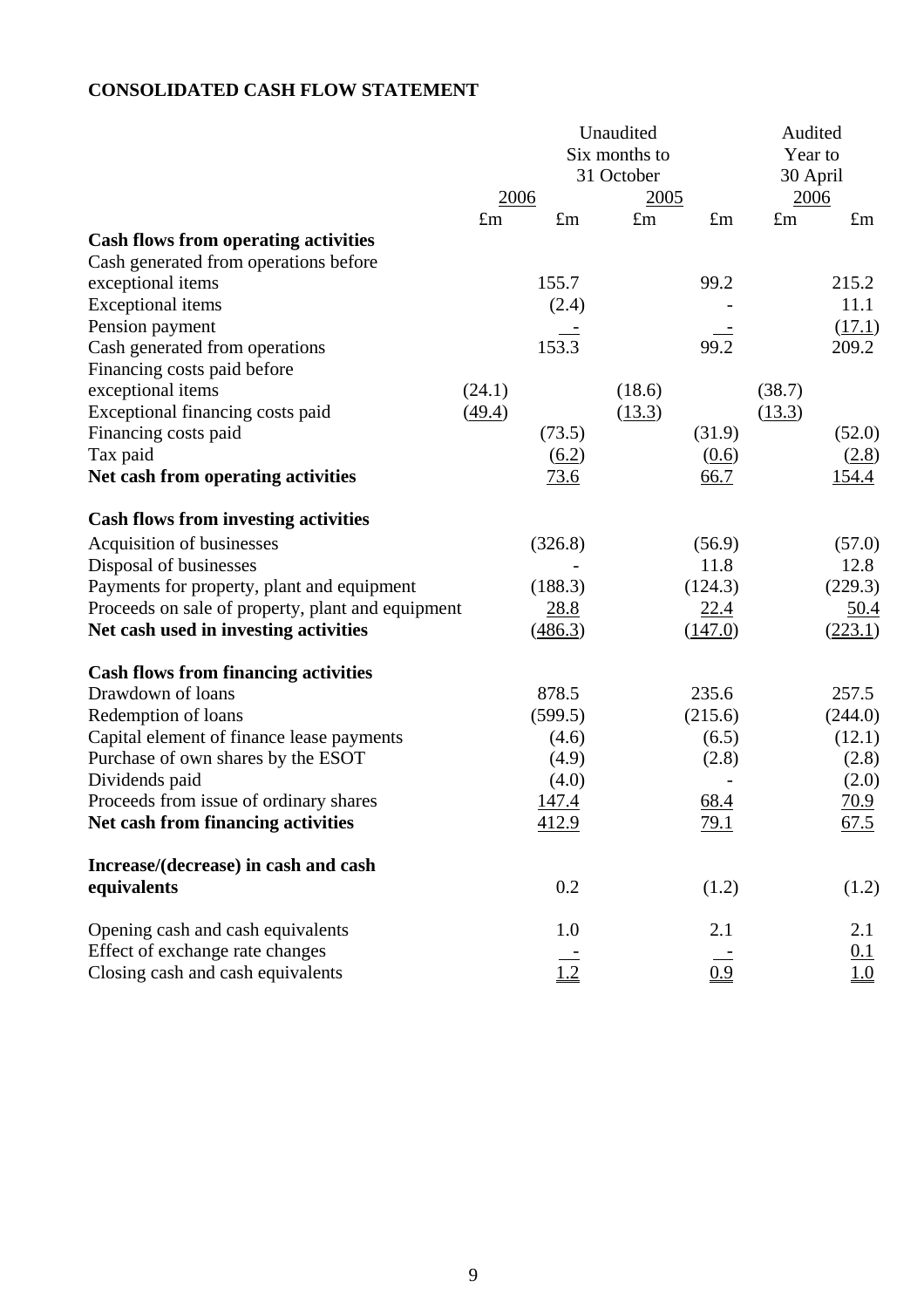**CONSOLIDATED CASH FLOW STATEMENT**

| | Unaudited Six months to 31 October 2006 | | Unaudited Six months to 31 October 2005 | | Audited Year to 30 April 2006 | |
|---|---|---|---|---|---|---|
| | £m | £m | £m | £m | £m | £m |
| **Cash flows from operating activities** | | | | | | |
| Cash generated from operations before exceptional items | | 155.7 | | 99.2 | | 215.2 |
| Exceptional items | | (2.4) | | - | | 11.1 |
| Pension payment | | - | | - | | (17.1) |
| Cash generated from operations | | 153.3 | | 99.2 | | 209.2 |
| Financing costs paid before exceptional items | (24.1) | | (18.6) | | (38.7) | |
| Exceptional financing costs paid | (49.4) | | (13.3) | | (13.3) | |
| Financing costs paid | | (73.5) | | (31.9) | | (52.0) |
| Tax paid | | (6.2) | | (0.6) | | (2.8) |
| **Net cash from operating activities** | | 73.6 | | 66.7 | | 154.4 |
| **Cash flows from investing activities** | | | | | | |
| Acquisition of businesses | | (326.8) | | (56.9) | | (57.0) |
| Disposal of businesses | | - | | 11.8 | | 12.8 |
| Payments for property, plant and equipment | | (188.3) | | (124.3) | | (229.3) |
| Proceeds on sale of property, plant and equipment | | 28.8 | | 22.4 | | 50.4 |
| **Net cash used in investing activities** | | (486.3) | | (147.0) | | (223.1) |
| **Cash flows from financing activities** | | | | | | |
| Drawdown of loans | | 878.5 | | 235.6 | | 257.5 |
| Redemption of loans | | (599.5) | | (215.6) | | (244.0) |
| Capital element of finance lease payments | | (4.6) | | (6.5) | | (12.1) |
| Purchase of own shares by the ESOT | | (4.9) | | (2.8) | | (2.8) |
| Dividends paid | | (4.0) | | - | | (2.0) |
| Proceeds from issue of ordinary shares | | 147.4 | | 68.4 | | 70.9 |
| **Net cash from financing activities** | | 412.9 | | 79.1 | | 67.5 |
| **Increase/(decrease) in cash and cash equivalents** | | 0.2 | | (1.2) | | (1.2) |
| Opening cash and cash equivalents | | 1.0 | | 2.1 | | 2.1 |
| Effect of exchange rate changes | | - | | - | | 0.1 |
| Closing cash and cash equivalents | | 1.2 | | 0.9 | | 1.0 |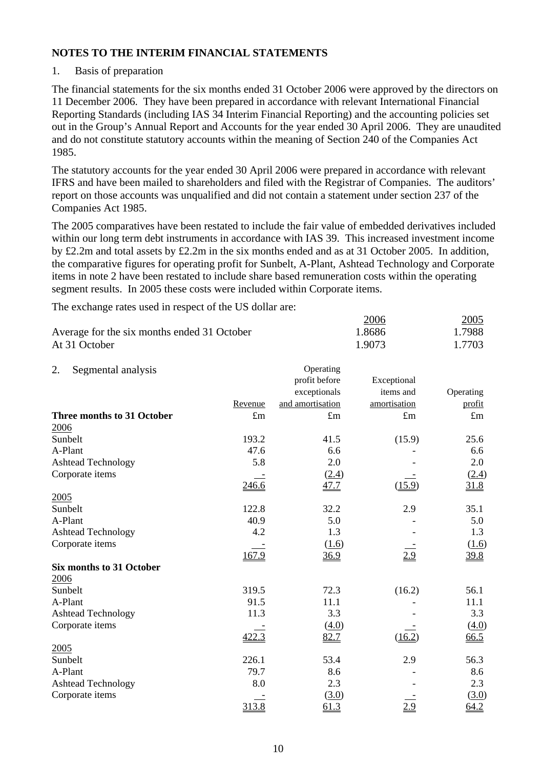## NOTES TO THE INTERIM FINANCIAL STATEMENTS

1. Basis of preparation

The financial statements for the six months ended 31 October 2006 were approved by the directors on 11 December 2006. They have been prepared in accordance with relevant International Financial Reporting Standards (including IAS 34 Interim Financial Reporting) and the accounting policies set out in the Group's Annual Report and Accounts for the year ended 30 April 2006. They are unaudited and do not constitute statutory accounts within the meaning of Section 240 of the Companies Act 1985.

The statutory accounts for the year ended 30 April 2006 were prepared in accordance with relevant IFRS and have been mailed to shareholders and filed with the Registrar of Companies. The auditors' report on those accounts was unqualified and did not contain a statement under section 237 of the Companies Act 1985.

The 2005 comparatives have been restated to include the fair value of embedded derivatives included within our long term debt instruments in accordance with IAS 39. This increased investment income by £2.2m and total assets by £2.2m in the six months ended and as at 31 October 2005. In addition, the comparative figures for operating profit for Sunbelt, A-Plant, Ashtead Technology and Corporate items in note 2 have been restated to include share based remuneration costs within the operating segment results. In 2005 these costs were included within Corporate items.

The exchange rates used in respect of the US dollar are:

| | 2006 | 2005 |
|---|---|---|
| Average for the six months ended 31 October | 1.8686 | 1.7988 |
| At 31 October | 1.9073 | 1.7703 |

2. Segmental analysis

| | Revenue | Operating profit before exceptionals and amortisation | Exceptional items and amortisation | Operating profit |
|---|---|---|---|---|
| **Three months to 31 October** | £m | £m | £m | £m |
| 2006 | | | | |
| Sunbelt | 193.2 | 41.5 | (15.9) | 25.6 |
| A-Plant | 47.6 | 6.6 | - | 6.6 |
| Ashtead Technology | 5.8 | 2.0 | - | 2.0 |
| Corporate items | - | (2.4) | - | (2.4) |
| | 246.6 | 47.7 | (15.9) | 31.8 |
| 2005 | | | | |
| Sunbelt | 122.8 | 32.2 | 2.9 | 35.1 |
| A-Plant | 40.9 | 5.0 | - | 5.0 |
| Ashtead Technology | 4.2 | 1.3 | - | 1.3 |
| Corporate items | - | (1.6) | - | (1.6) |
| | 167.9 | 36.9 | 2.9 | 39.8 |
| **Six months to 31 October** | | | | |
| 2006 | | | | |
| Sunbelt | 319.5 | 72.3 | (16.2) | 56.1 |
| A-Plant | 91.5 | 11.1 | - | 11.1 |
| Ashtead Technology | 11.3 | 3.3 | - | 3.3 |
| Corporate items | - | (4.0) | - | (4.0) |
| | 422.3 | 82.7 | (16.2) | 66.5 |
| 2005 | | | | |
| Sunbelt | 226.1 | 53.4 | 2.9 | 56.3 |
| A-Plant | 79.7 | 8.6 | - | 8.6 |
| Ashtead Technology | 8.0 | 2.3 | - | 2.3 |
| Corporate items | - | (3.0) | - | (3.0) |
| | 313.8 | 61.3 | 2.9 | 64.2 |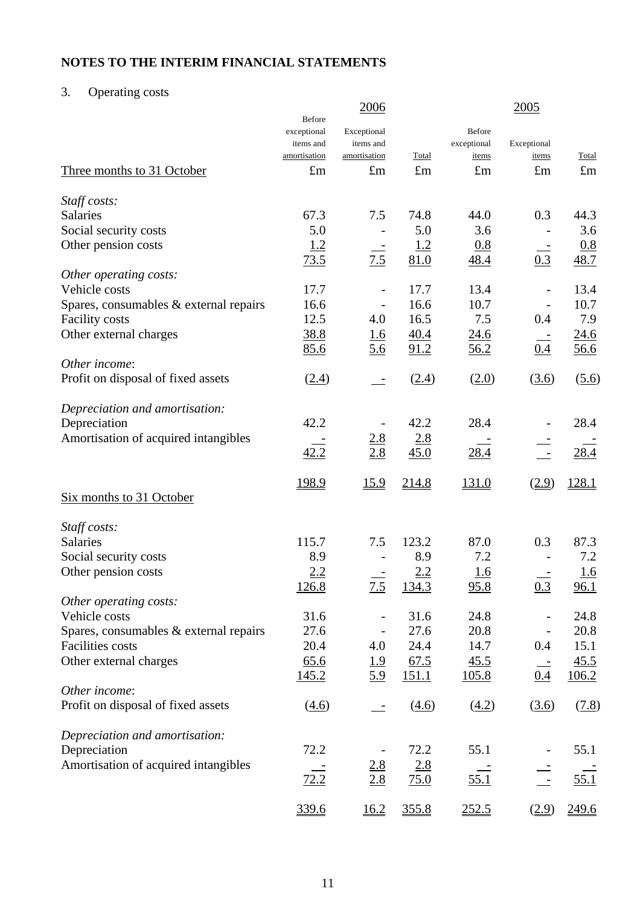## NOTES TO THE INTERIM FINANCIAL STATEMENTS

3. Operating costs

| | 2006 | | | 2005 | | |
|---|---|---|---|---|---|---|
| | Before exceptional items and amortisation | Exceptional items and amortisation | Total | Before exceptional items | Exceptional items | Total |
| Three months to 31 October | £m | £m | £m | £m | £m | £m |
| *Staff costs:* | | | | | | |
| Salaries | 67.3 | 7.5 | 74.8 | 44.0 | 0.3 | 44.3 |
| Social security costs | 5.0 | - | 5.0 | 3.6 | - | 3.6 |
| Other pension costs | 1.2 | - | 1.2 | 0.8 | - | 0.8 |
| | 73.5 | 7.5 | 81.0 | 48.4 | 0.3 | 48.7 |
| *Other operating costs:* | | | | | | |
| Vehicle costs | 17.7 | - | 17.7 | 13.4 | - | 13.4 |
| Spares, consumables & external repairs | 16.6 | - | 16.6 | 10.7 | - | 10.7 |
| Facility costs | 12.5 | 4.0 | 16.5 | 7.5 | 0.4 | 7.9 |
| Other external charges | 38.8 | 1.6 | 40.4 | 24.6 | - | 24.6 |
| | 85.6 | 5.6 | 91.2 | 56.2 | 0.4 | 56.6 |
| *Other income*: | | | | | | |
| Profit on disposal of fixed assets | (2.4) | - | (2.4) | (2.0) | (3.6) | (5.6) |
| *Depreciation and amortisation:* | | | | | | |
| Depreciation | 42.2 | - | 42.2 | 28.4 | - | 28.4 |
| Amortisation of acquired intangibles | - | 2.8 | 2.8 | - | - | - |
| | 42.2 | 2.8 | 45.0 | 28.4 | - | 28.4 |
| | 198.9 | 15.9 | 214.8 | 131.0 | (2.9) | 128.1 |
| Six months to 31 October | | | | | | |
| *Staff costs:* | | | | | | |
| Salaries | 115.7 | 7.5 | 123.2 | 87.0 | 0.3 | 87.3 |
| Social security costs | 8.9 | - | 8.9 | 7.2 | - | 7.2 |
| Other pension costs | 2.2 | - | 2.2 | 1.6 | - | 1.6 |
| | 126.8 | 7.5 | 134.3 | 95.8 | 0.3 | 96.1 |
| *Other operating costs:* | | | | | | |
| Vehicle costs | 31.6 | - | 31.6 | 24.8 | - | 24.8 |
| Spares, consumables & external repairs | 27.6 | - | 27.6 | 20.8 | - | 20.8 |
| Facilities costs | 20.4 | 4.0 | 24.4 | 14.7 | 0.4 | 15.1 |
| Other external charges | 65.6 | 1.9 | 67.5 | 45.5 | - | 45.5 |
| | 145.2 | 5.9 | 151.1 | 105.8 | 0.4 | 106.2 |
| *Other income*: | | | | | | |
| Profit on disposal of fixed assets | (4.6) | - | (4.6) | (4.2) | (3.6) | (7.8) |
| *Depreciation and amortisation:* | | | | | | |
| Depreciation | 72.2 | - | 72.2 | 55.1 | - | 55.1 |
| Amortisation of acquired intangibles | - | 2.8 | 2.8 | - | - | - |
| | 72.2 | 2.8 | 75.0 | 55.1 | - | 55.1 |
| | 339.6 | 16.2 | 355.8 | 252.5 | (2.9) | 249.6 |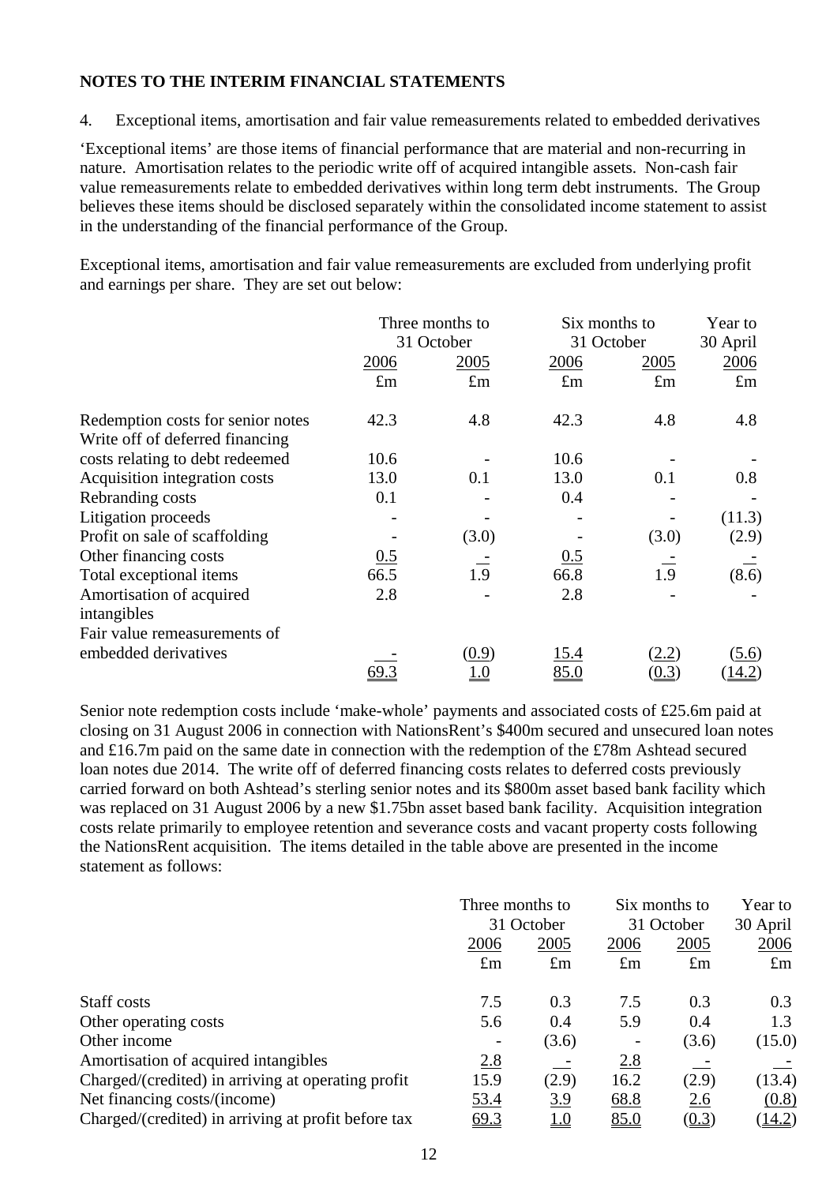**NOTES TO THE INTERIM FINANCIAL STATEMENTS**

4. Exceptional items, amortisation and fair value remeasurements related to embedded derivatives

'Exceptional items' are those items of financial performance that are material and non-recurring in nature. Amortisation relates to the periodic write off of acquired intangible assets. Non-cash fair value remeasurements relate to embedded derivatives within long term debt instruments. The Group believes these items should be disclosed separately within the consolidated income statement to assist in the understanding of the financial performance of the Group.

Exceptional items, amortisation and fair value remeasurements are excluded from underlying profit and earnings per share. They are set out below:

| | Three months to 31 October | | Six months to 31 October | | Year to 30 April |
|---|---|---|---|---|---|
| | 2006 | 2005 | 2006 | 2005 | 2006 |
| | £m | £m | £m | £m | £m |
| Redemption costs for senior notes | 42.3 | 4.8 | 42.3 | 4.8 | 4.8 |
| Write off of deferred financing costs relating to debt redeemed | 10.6 | - | 10.6 | - | - |
| Acquisition integration costs | 13.0 | 0.1 | 13.0 | 0.1 | 0.8 |
| Rebranding costs | 0.1 | - | 0.4 | - | - |
| Litigation proceeds | - | - | - | - | (11.3) |
| Profit on sale of scaffolding | - | (3.0) | - | (3.0) | (2.9) |
| Other financing costs | 0.5 | - | 0.5 | - | - |
| Total exceptional items | 66.5 | 1.9 | 66.8 | 1.9 | (8.6) |
| Amortisation of acquired intangibles | 2.8 | - | 2.8 | - | - |
| Fair value remeasurements of embedded derivatives | - | (0.9) | 15.4 | (2.2) | (5.6) |
| | 69.3 | 1.0 | 85.0 | (0.3) | (14.2) |

Senior note redemption costs include 'make-whole' payments and associated costs of £25.6m paid at closing on 31 August 2006 in connection with NationsRent's $400m secured and unsecured loan notes and £16.7m paid on the same date in connection with the redemption of the £78m Ashtead secured loan notes due 2014. The write off of deferred financing costs relates to deferred costs previously carried forward on both Ashtead's sterling senior notes and its $800m asset based bank facility which was replaced on 31 August 2006 by a new $1.75bn asset based bank facility. Acquisition integration costs relate primarily to employee retention and severance costs and vacant property costs following the NationsRent acquisition. The items detailed in the table above are presented in the income statement as follows:

| | Three months to 31 October | | Six months to 31 October | | Year to 30 April |
|---|---|---|---|---|---|
| | 2006 | 2005 | 2006 | 2005 | 2006 |
| | £m | £m | £m | £m | £m |
| Staff costs | 7.5 | 0.3 | 7.5 | 0.3 | 0.3 |
| Other operating costs | 5.6 | 0.4 | 5.9 | 0.4 | 1.3 |
| Other income | - | (3.6) | - | (3.6) | (15.0) |
| Amortisation of acquired intangibles | 2.8 | - | 2.8 | - | - |
| Charged/(credited) in arriving at operating profit | 15.9 | (2.9) | 16.2 | (2.9) | (13.4) |
| Net financing costs/(income) | 53.4 | 3.9 | 68.8 | 2.6 | (0.8) |
| Charged/(credited) in arriving at profit before tax | 69.3 | 1.0 | 85.0 | (0.3) | (14.2) |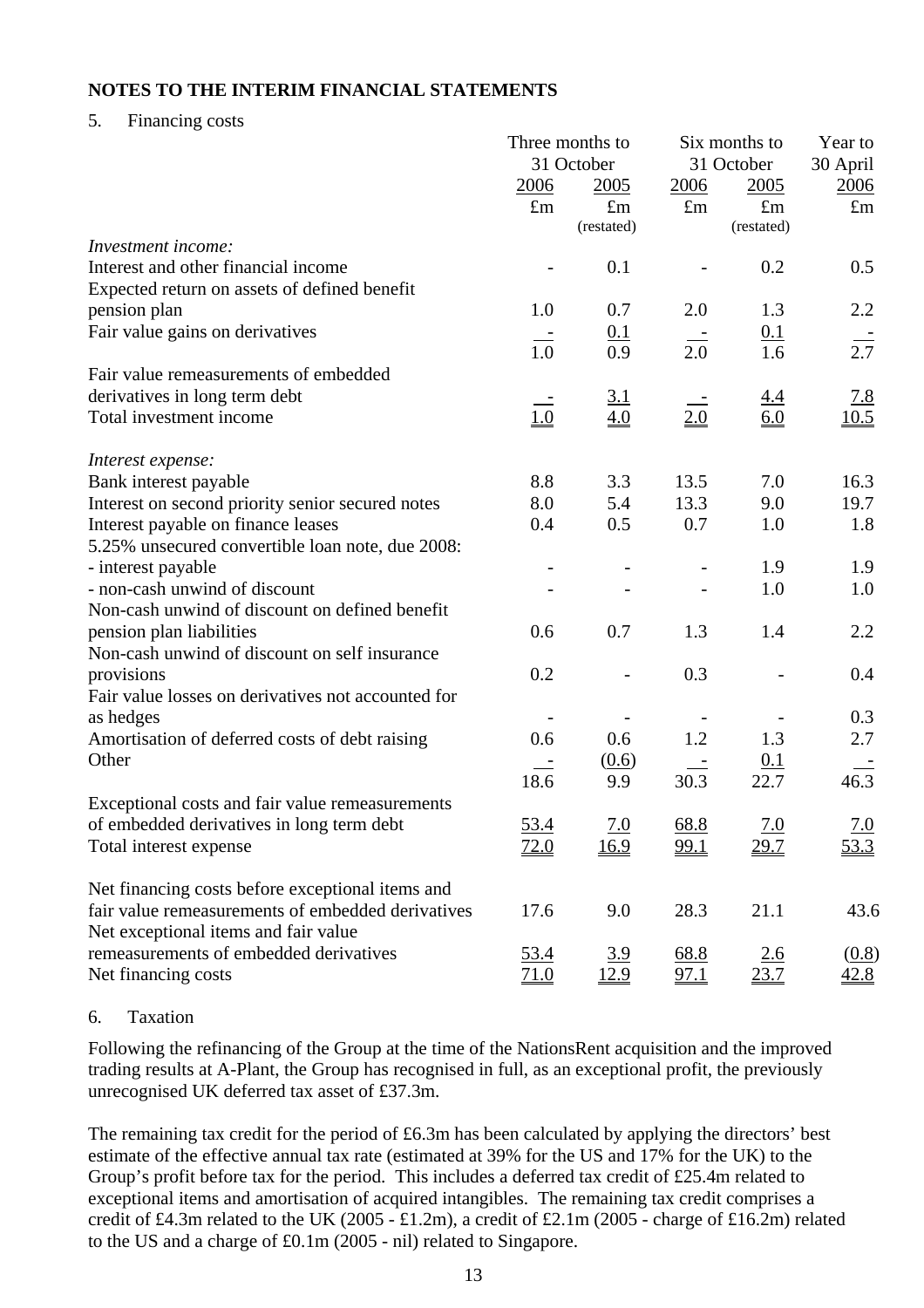## NOTES TO THE INTERIM FINANCIAL STATEMENTS

### 5. Financing costs

| | Three months to 31 October 2006 | Three months to 31 October 2005 | Six months to 31 October 2006 | Six months to 31 October 2005 | Year to 30 April 2006 |
|---|---|---|---|---|---|
| | £m | £m (restated) | £m | £m (restated) | £m |
| *Investment income:* | | | | | |
| Interest and other financial income | - | 0.1 | - | 0.2 | 0.5 |
| Expected return on assets of defined benefit pension plan | 1.0 | 0.7 | 2.0 | 1.3 | 2.2 |
| Fair value gains on derivatives | - | 0.1 | - | 0.1 | - |
| | 1.0 | 0.9 | 2.0 | 1.6 | 2.7 |
| Fair value remeasurements of embedded derivatives in long term debt | - | 3.1 | - | 4.4 | 7.8 |
| Total investment income | 1.0 | 4.0 | 2.0 | 6.0 | 10.5 |
| *Interest expense:* | | | | | |
| Bank interest payable | 8.8 | 3.3 | 13.5 | 7.0 | 16.3 |
| Interest on second priority senior secured notes | 8.0 | 5.4 | 13.3 | 9.0 | 19.7 |
| Interest payable on finance leases | 0.4 | 0.5 | 0.7 | 1.0 | 1.8 |
| 5.25% unsecured convertible loan note, due 2008: | | | | | |
| - interest payable | - | - | - | 1.9 | 1.9 |
| - non-cash unwind of discount | - | - | - | 1.0 | 1.0 |
| Non-cash unwind of discount on defined benefit pension plan liabilities | 0.6 | 0.7 | 1.3 | 1.4 | 2.2 |
| Non-cash unwind of discount on self insurance provisions | 0.2 | - | 0.3 | - | 0.4 |
| Fair value losses on derivatives not accounted for as hedges | - | - | - | - | 0.3 |
| Amortisation of deferred costs of debt raising | 0.6 | 0.6 | 1.2 | 1.3 | 2.7 |
| Other | - | (0.6) | - | 0.1 | - |
| | 18.6 | 9.9 | 30.3 | 22.7 | 46.3 |
| Exceptional costs and fair value remeasurements of embedded derivatives in long term debt | 53.4 | 7.0 | 68.8 | 7.0 | 7.0 |
| Total interest expense | 72.0 | 16.9 | 99.1 | 29.7 | 53.3 |
| Net financing costs before exceptional items and fair value remeasurements of embedded derivatives | 17.6 | 9.0 | 28.3 | 21.1 | 43.6 |
| Net exceptional items and fair value remeasurements of embedded derivatives | 53.4 | 3.9 | 68.8 | 2.6 | (0.8) |
| Net financing costs | 71.0 | 12.9 | 97.1 | 23.7 | 42.8 |

### 6. Taxation

Following the refinancing of the Group at the time of the NationsRent acquisition and the improved trading results at A-Plant, the Group has recognised in full, as an exceptional profit, the previously unrecognised UK deferred tax asset of £37.3m.

The remaining tax credit for the period of £6.3m has been calculated by applying the directors' best estimate of the effective annual tax rate (estimated at 39% for the US and 17% for the UK) to the Group's profit before tax for the period. This includes a deferred tax credit of £25.4m related to exceptional items and amortisation of acquired intangibles. The remaining tax credit comprises a credit of £4.3m related to the UK (2005 - £1.2m), a credit of £2.1m (2005 - charge of £16.2m) related to the US and a charge of £0.1m (2005 - nil) related to Singapore.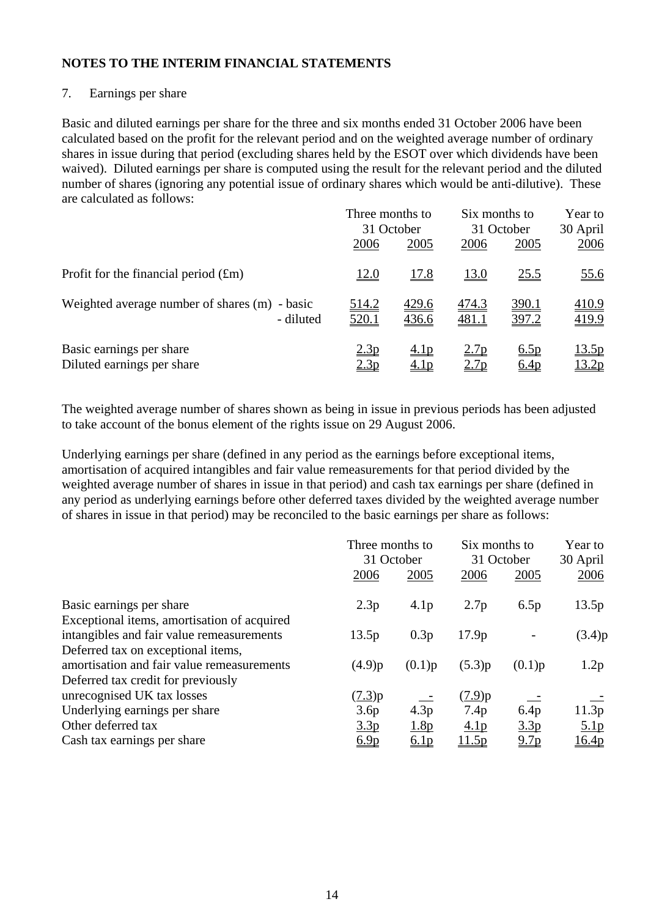## NOTES TO THE INTERIM FINANCIAL STATEMENTS

7. Earnings per share

Basic and diluted earnings per share for the three and six months ended 31 October 2006 have been calculated based on the profit for the relevant period and on the weighted average number of ordinary shares in issue during that period (excluding shares held by the ESOT over which dividends have been waived). Diluted earnings per share is computed using the result for the relevant period and the diluted number of shares (ignoring any potential issue of ordinary shares which would be anti-dilutive). These are calculated as follows:

| | Three months to 31 October 2006 | Three months to 31 October 2005 | Six months to 31 October 2006 | Six months to 31 October 2005 | Year to 30 April 2006 |
|---|---|---|---|---|---|
| Profit for the financial period (£m) | 12.0 | 17.8 | 13.0 | 25.5 | 55.6 |
| Weighted average number of shares (m) - basic | 514.2 | 429.6 | 474.3 | 390.1 | 410.9 |
| - diluted | 520.1 | 436.6 | 481.1 | 397.2 | 419.9 |
| Basic earnings per share | 2.3p | 4.1p | 2.7p | 6.5p | 13.5p |
| Diluted earnings per share | 2.3p | 4.1p | 2.7p | 6.4p | 13.2p |

The weighted average number of shares shown as being in issue in previous periods has been adjusted to take account of the bonus element of the rights issue on 29 August 2006.

Underlying earnings per share (defined in any period as the earnings before exceptional items, amortisation of acquired intangibles and fair value remeasurements for that period divided by the weighted average number of shares in issue in that period) and cash tax earnings per share (defined in any period as underlying earnings before other deferred taxes divided by the weighted average number of shares in issue in that period) may be reconciled to the basic earnings per share as follows:

| | Three months to 31 October 2006 | Three months to 31 October 2005 | Six months to 31 October 2006 | Six months to 31 October 2005 | Year to 30 April 2006 |
|---|---|---|---|---|---|
| Basic earnings per share | 2.3p | 4.1p | 2.7p | 6.5p | 13.5p |
| Exceptional items, amortisation of acquired intangibles and fair value remeasurements | 13.5p | 0.3p | 17.9p | - | (3.4)p |
| Deferred tax on exceptional items, amortisation and fair value remeasurements | (4.9)p | (0.1)p | (5.3)p | (0.1)p | 1.2p |
| Deferred tax credit for previously unrecognised UK tax losses | (7.3)p | - | (7.9)p | - | - |
| Underlying earnings per share | 3.6p | 4.3p | 7.4p | 6.4p | 11.3p |
| Other deferred tax | 3.3p | 1.8p | 4.1p | 3.3p | 5.1p |
| Cash tax earnings per share | 6.9p | 6.1p | 11.5p | 9.7p | 16.4p |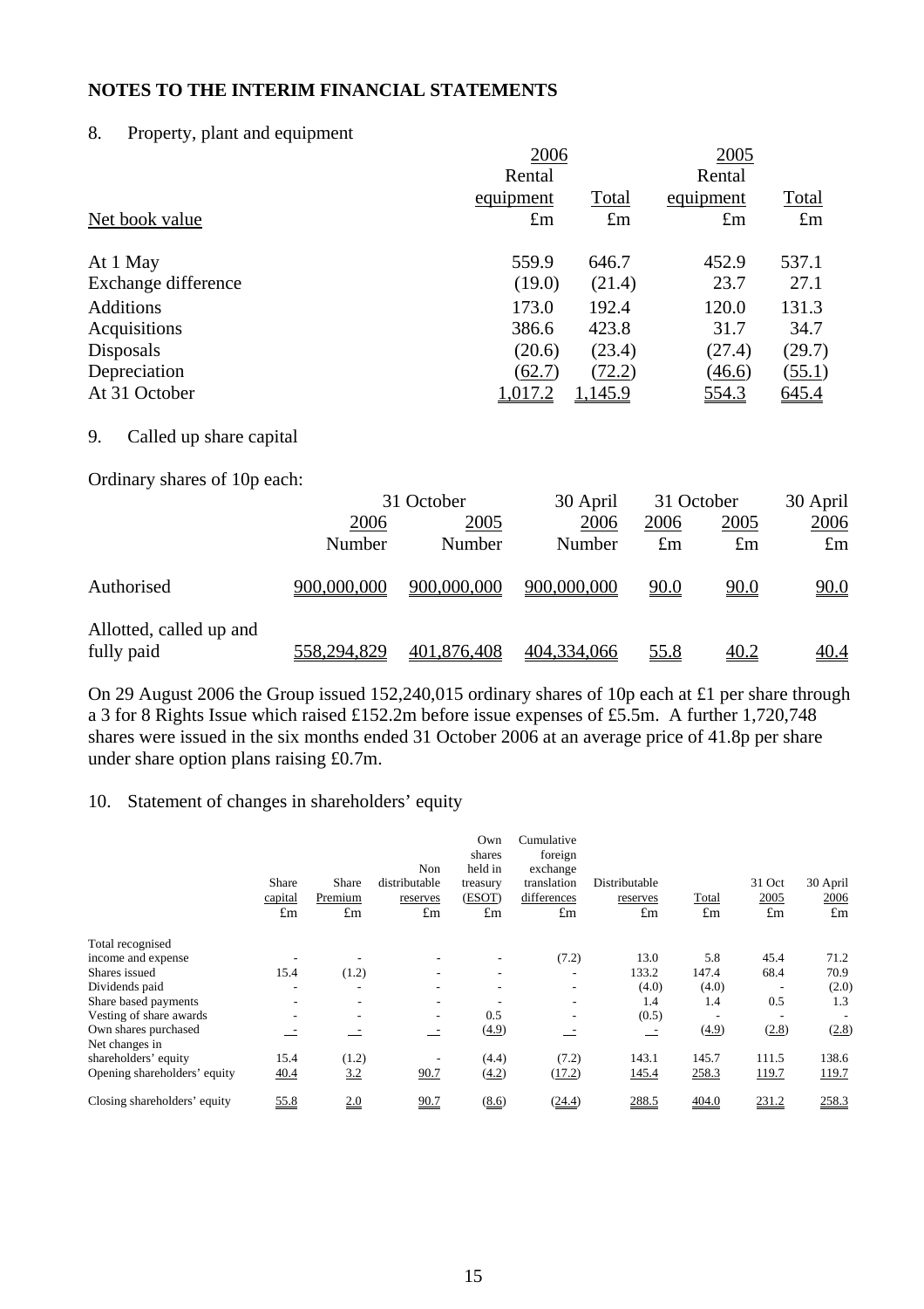## NOTES TO THE INTERIM FINANCIAL STATEMENTS

### 8. Property, plant and equipment

| Net book value | 2006 Rental equipment £m | 2006 Total £m | 2005 Rental equipment £m | 2005 Total £m |
|---|---|---|---|---|
| At 1 May | 559.9 | 646.7 | 452.9 | 537.1 |
| Exchange difference | (19.0) | (21.4) | 23.7 | 27.1 |
| Additions | 173.0 | 192.4 | 120.0 | 131.3 |
| Acquisitions | 386.6 | 423.8 | 31.7 | 34.7 |
| Disposals | (20.6) | (23.4) | (27.4) | (29.7) |
| Depreciation | (62.7) | (72.2) | (46.6) | (55.1) |
| At 31 October | 1,017.2 | 1,145.9 | 554.3 | 645.4 |

### 9. Called up share capital

Ordinary shares of 10p each:

| | 31 October | | 30 April | 31 October | | 30 April |
|---|---|---|---|---|---|---|
| | 2006 Number | 2005 Number | 2006 Number | 2006 £m | 2005 £m | 2006 £m |
| Authorised | 900,000,000 | 900,000,000 | 900,000,000 | 90.0 | 90.0 | 90.0 |
| Allotted, called up and fully paid | 558,294,829 | 401,876,408 | 404,334,066 | 55.8 | 40.2 | 40.4 |

On 29 August 2006 the Group issued 152,240,015 ordinary shares of 10p each at £1 per share through a 3 for 8 Rights Issue which raised £152.2m before issue expenses of £5.5m. A further 1,720,748 shares were issued in the six months ended 31 October 2006 at an average price of 41.8p per share under share option plans raising £0.7m.

### 10. Statement of changes in shareholders' equity

| | Share capital £m | Share Premium £m | Non distributable reserves £m | Own shares held in treasury (ESOT) £m | Cumulative foreign exchange translation differences £m | Distributable reserves £m | Total £m | 31 Oct 2005 £m | 30 April 2006 £m |
|---|---|---|---|---|---|---|---|---|---|
| Total recognised income and expense | - | - | - | - | (7.2) | 13.0 | 5.8 | 45.4 | 71.2 |
| Shares issued | 15.4 | (1.2) | - | - | - | 133.2 | 147.4 | 68.4 | 70.9 |
| Dividends paid | - | - | - | - | - | (4.0) | (4.0) | - | (2.0) |
| Share based payments | - | - | - | - | - | 1.4 | 1.4 | 0.5 | 1.3 |
| Vesting of share awards | - | - | - | 0.5 | - | (0.5) | - | - | - |
| Own shares purchased | - | - | - | (4.9) | - | - | (4.9) | (2.8) | (2.8) |
| Net changes in shareholders' equity | 15.4 | (1.2) | - | (4.4) | (7.2) | 143.1 | 145.7 | 111.5 | 138.6 |
| Opening shareholders' equity | 40.4 | 3.2 | 90.7 | (4.2) | (17.2) | 145.4 | 258.3 | 119.7 | 119.7 |
| Closing shareholders' equity | 55.8 | 2.0 | 90.7 | (8.6) | (24.4) | 288.5 | 404.0 | 231.2 | 258.3 |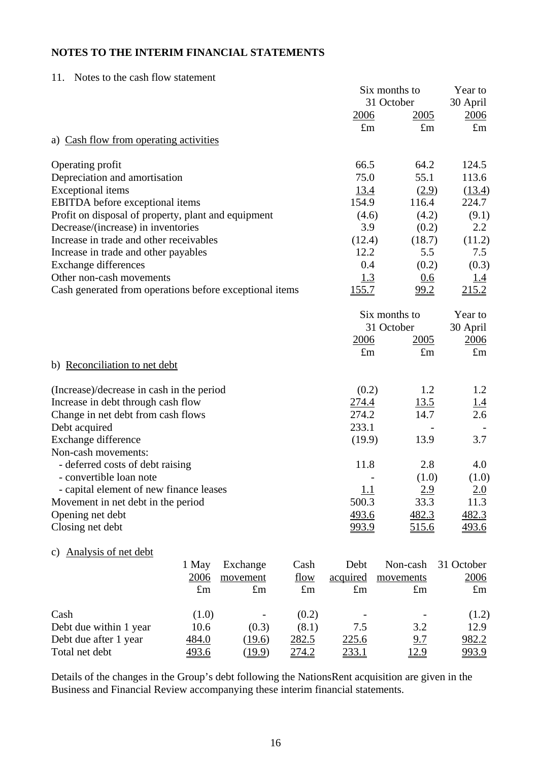## NOTES TO THE INTERIM FINANCIAL STATEMENTS

11. Notes to the cash flow statement

| | Six months to 31 October 2006 | Six months to 31 October 2005 | Year to 30 April 2006 |
|---|---|---|---|
| | £m | £m | £m |
| a) Cash flow from operating activities | | | |
| Operating profit | 66.5 | 64.2 | 124.5 |
| Depreciation and amortisation | 75.0 | 55.1 | 113.6 |
| Exceptional items | 13.4 | (2.9) | (13.4) |
| EBITDA before exceptional items | 154.9 | 116.4 | 224.7 |
| Profit on disposal of property, plant and equipment | (4.6) | (4.2) | (9.1) |
| Decrease/(increase) in inventories | 3.9 | (0.2) | 2.2 |
| Increase in trade and other receivables | (12.4) | (18.7) | (11.2) |
| Increase in trade and other payables | 12.2 | 5.5 | 7.5 |
| Exchange differences | 0.4 | (0.2) | (0.3) |
| Other non-cash movements | 1.3 | 0.6 | 1.4 |
| Cash generated from operations before exceptional items | 155.7 | 99.2 | 215.2 |

| | Six months to 31 October 2006 | Six months to 31 October 2005 | Year to 30 April 2006 |
|---|---|---|---|
| | £m | £m | £m |
| b) Reconciliation to net debt | | | |
| (Increase)/decrease in cash in the period | (0.2) | 1.2 | 1.2 |
| Increase in debt through cash flow | 274.4 | 13.5 | 1.4 |
| Change in net debt from cash flows | 274.2 | 14.7 | 2.6 |
| Debt acquired | 233.1 | - | - |
| Exchange difference | (19.9) | 13.9 | 3.7 |
| Non-cash movements: | | | |
| - deferred costs of debt raising | 11.8 | 2.8 | 4.0 |
| - convertible loan note | - | (1.0) | (1.0) |
| - capital element of new finance leases | 1.1 | 2.9 | 2.0 |
| Movement in net debt in the period | 500.3 | 33.3 | 11.3 |
| Opening net debt | 493.6 | 482.3 | 482.3 |
| Closing net debt | 993.9 | 515.6 | 493.6 |

c) Analysis of net debt

| | 1 May 2006 | Exchange movement | Cash flow | Debt acquired | Non-cash movements | 31 October 2006 |
|---|---|---|---|---|---|---|
| | £m | £m | £m | £m | £m | £m |
| Cash | (1.0) | - | (0.2) | - | - | (1.2) |
| Debt due within 1 year | 10.6 | (0.3) | (8.1) | 7.5 | 3.2 | 12.9 |
| Debt due after 1 year | 484.0 | (19.6) | 282.5 | 225.6 | 9.7 | 982.2 |
| Total net debt | 493.6 | (19.9) | 274.2 | 233.1 | 12.9 | 993.9 |

Details of the changes in the Group's debt following the NationsRent acquisition are given in the Business and Financial Review accompanying these interim financial statements.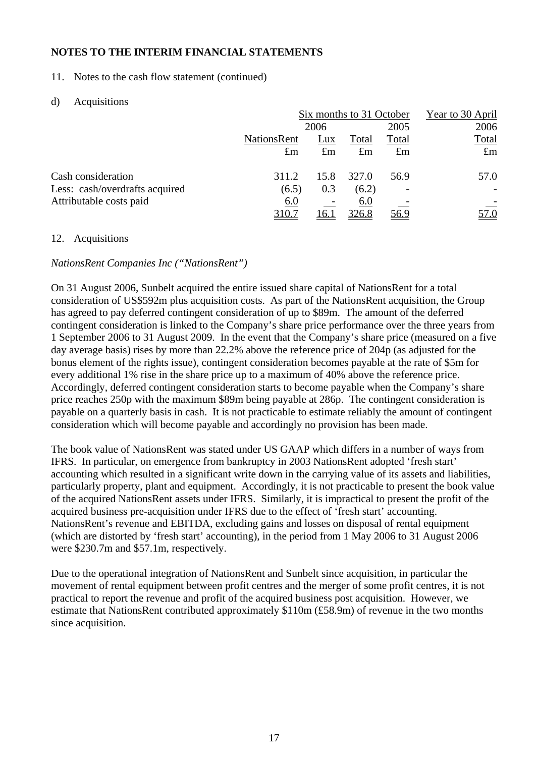## NOTES TO THE INTERIM FINANCIAL STATEMENTS

11. Notes to the cash flow statement (continued)

d) Acquisitions

| | Six months to 31 October | | | | Year to 30 April |
|---|---|---|---|---|---|
| | 2006 | | | 2005 | 2006 |
| | NationsRent | Lux | Total | Total | Total |
| | £m | £m | £m | £m | £m |
| Cash consideration | 311.2 | 15.8 | 327.0 | 56.9 | 57.0 |
| Less: cash/overdrafts acquired | (6.5) | 0.3 | (6.2) | - | - |
| Attributable costs paid | 6.0 | - | 6.0 | - | - |
| | 310.7 | 16.1 | 326.8 | 56.9 | 57.0 |

12. Acquisitions

*NationsRent Companies Inc ("NationsRent")*

On 31 August 2006, Sunbelt acquired the entire issued share capital of NationsRent for a total consideration of US$592m plus acquisition costs. As part of the NationsRent acquisition, the Group has agreed to pay deferred contingent consideration of up to $89m. The amount of the deferred contingent consideration is linked to the Company's share price performance over the three years from 1 September 2006 to 31 August 2009. In the event that the Company's share price (measured on a five day average basis) rises by more than 22.2% above the reference price of 204p (as adjusted for the bonus element of the rights issue), contingent consideration becomes payable at the rate of $5m for every additional 1% rise in the share price up to a maximum of 40% above the reference price. Accordingly, deferred contingent consideration starts to become payable when the Company's share price reaches 250p with the maximum $89m being payable at 286p. The contingent consideration is payable on a quarterly basis in cash. It is not practicable to estimate reliably the amount of contingent consideration which will become payable and accordingly no provision has been made.

The book value of NationsRent was stated under US GAAP which differs in a number of ways from IFRS. In particular, on emergence from bankruptcy in 2003 NationsRent adopted 'fresh start' accounting which resulted in a significant write down in the carrying value of its assets and liabilities, particularly property, plant and equipment. Accordingly, it is not practicable to present the book value of the acquired NationsRent assets under IFRS. Similarly, it is impractical to present the profit of the acquired business pre-acquisition under IFRS due to the effect of 'fresh start' accounting. NationsRent's revenue and EBITDA, excluding gains and losses on disposal of rental equipment (which are distorted by 'fresh start' accounting), in the period from 1 May 2006 to 31 August 2006 were $230.7m and $57.1m, respectively.

Due to the operational integration of NationsRent and Sunbelt since acquisition, in particular the movement of rental equipment between profit centres and the merger of some profit centres, it is not practical to report the revenue and profit of the acquired business post acquisition. However, we estimate that NationsRent contributed approximately $110m (£58.9m) of revenue in the two months since acquisition.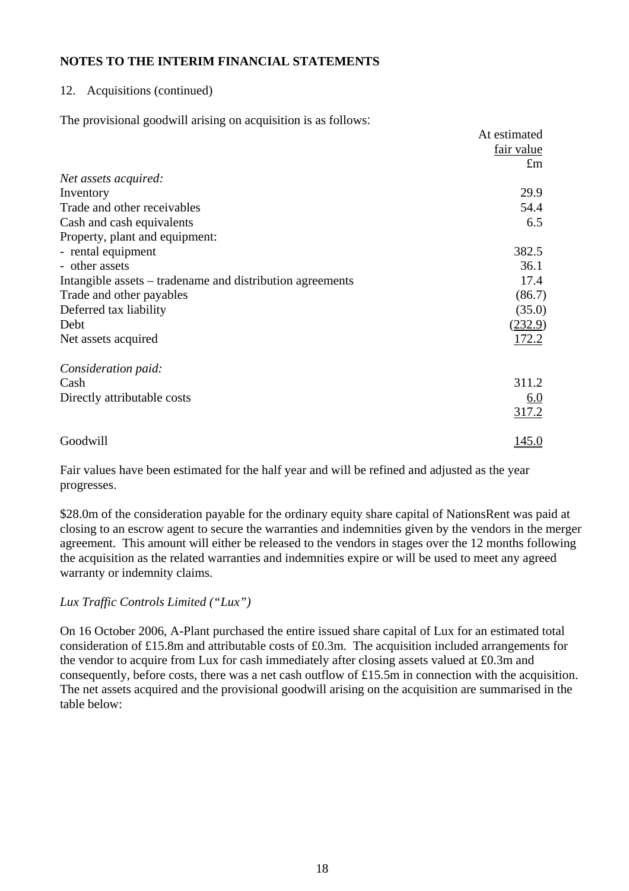**NOTES TO THE INTERIM FINANCIAL STATEMENTS**

12. Acquisitions (continued)

The provisional goodwill arising on acquisition is as follows:

| | At estimated fair value £m |
|---|---|
| *Net assets acquired:* | |
| Inventory | 29.9 |
| Trade and other receivables | 54.4 |
| Cash and cash equivalents | 6.5 |
| Property, plant and equipment: | |
| - rental equipment | 382.5 |
| - other assets | 36.1 |
| Intangible assets – tradename and distribution agreements | 17.4 |
| Trade and other payables | (86.7) |
| Deferred tax liability | (35.0) |
| Debt | (232.9) |
| Net assets acquired | 172.2 |
| | |
| *Consideration paid:* | |
| Cash | 311.2 |
| Directly attributable costs | 6.0 |
| | 317.2 |
| | |
| Goodwill | 145.0 |

Fair values have been estimated for the half year and will be refined and adjusted as the year progresses.

$28.0m of the consideration payable for the ordinary equity share capital of NationsRent was paid at closing to an escrow agent to secure the warranties and indemnities given by the vendors in the merger agreement. This amount will either be released to the vendors in stages over the 12 months following the acquisition as the related warranties and indemnities expire or will be used to meet any agreed warranty or indemnity claims.

*Lux Traffic Controls Limited ("Lux")*

On 16 October 2006, A-Plant purchased the entire issued share capital of Lux for an estimated total consideration of £15.8m and attributable costs of £0.3m. The acquisition included arrangements for the vendor to acquire from Lux for cash immediately after closing assets valued at £0.3m and consequently, before costs, there was a net cash outflow of £15.5m in connection with the acquisition. The net assets acquired and the provisional goodwill arising on the acquisition are summarised in the table below: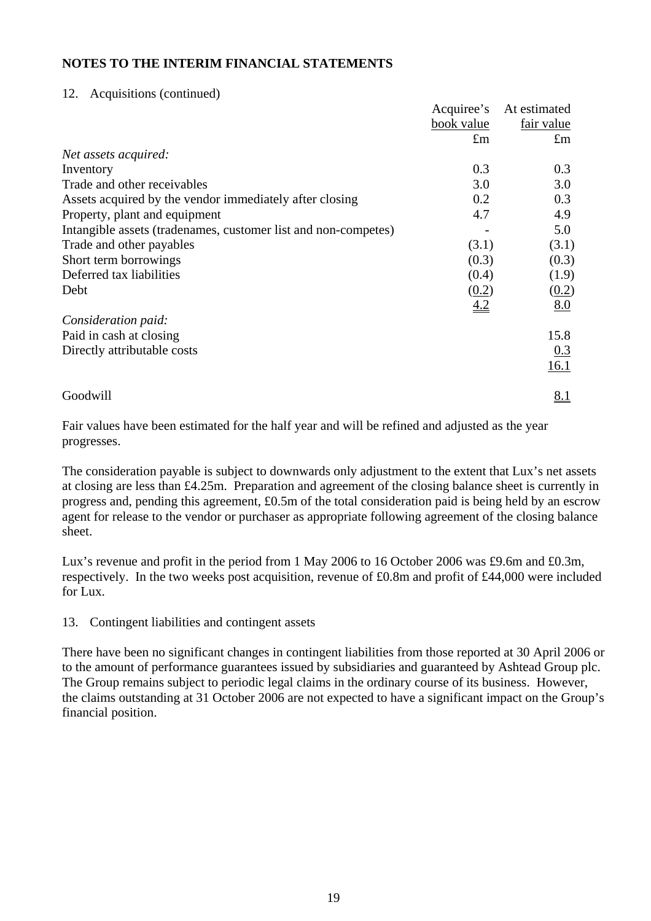**NOTES TO THE INTERIM FINANCIAL STATEMENTS**

12. Acquisitions (continued)

| | Acquiree's book value | At estimated fair value |
|---|---|---|
| | £m | £m |
| *Net assets acquired:* | | |
| Inventory | 0.3 | 0.3 |
| Trade and other receivables | 3.0 | 3.0 |
| Assets acquired by the vendor immediately after closing | 0.2 | 0.3 |
| Property, plant and equipment | 4.7 | 4.9 |
| Intangible assets (tradenames, customer list and non-competes) | - | 5.0 |
| Trade and other payables | (3.1) | (3.1) |
| Short term borrowings | (0.3) | (0.3) |
| Deferred tax liabilities | (0.4) | (1.9) |
| Debt | (0.2) | (0.2) |
| | 4.2 | 8.0 |
| *Consideration paid:* | | |
| Paid in cash at closing | | 15.8 |
| Directly attributable costs | | 0.3 |
| | | 16.1 |
| Goodwill | | 8.1 |

Fair values have been estimated for the half year and will be refined and adjusted as the year progresses.

The consideration payable is subject to downwards only adjustment to the extent that Lux's net assets at closing are less than £4.25m. Preparation and agreement of the closing balance sheet is currently in progress and, pending this agreement, £0.5m of the total consideration paid is being held by an escrow agent for release to the vendor or purchaser as appropriate following agreement of the closing balance sheet.

Lux's revenue and profit in the period from 1 May 2006 to 16 October 2006 was £9.6m and £0.3m, respectively. In the two weeks post acquisition, revenue of £0.8m and profit of £44,000 were included for Lux.

13. Contingent liabilities and contingent assets

There have been no significant changes in contingent liabilities from those reported at 30 April 2006 or to the amount of performance guarantees issued by subsidiaries and guaranteed by Ashtead Group plc. The Group remains subject to periodic legal claims in the ordinary course of its business. However, the claims outstanding at 31 October 2006 are not expected to have a significant impact on the Group's financial position.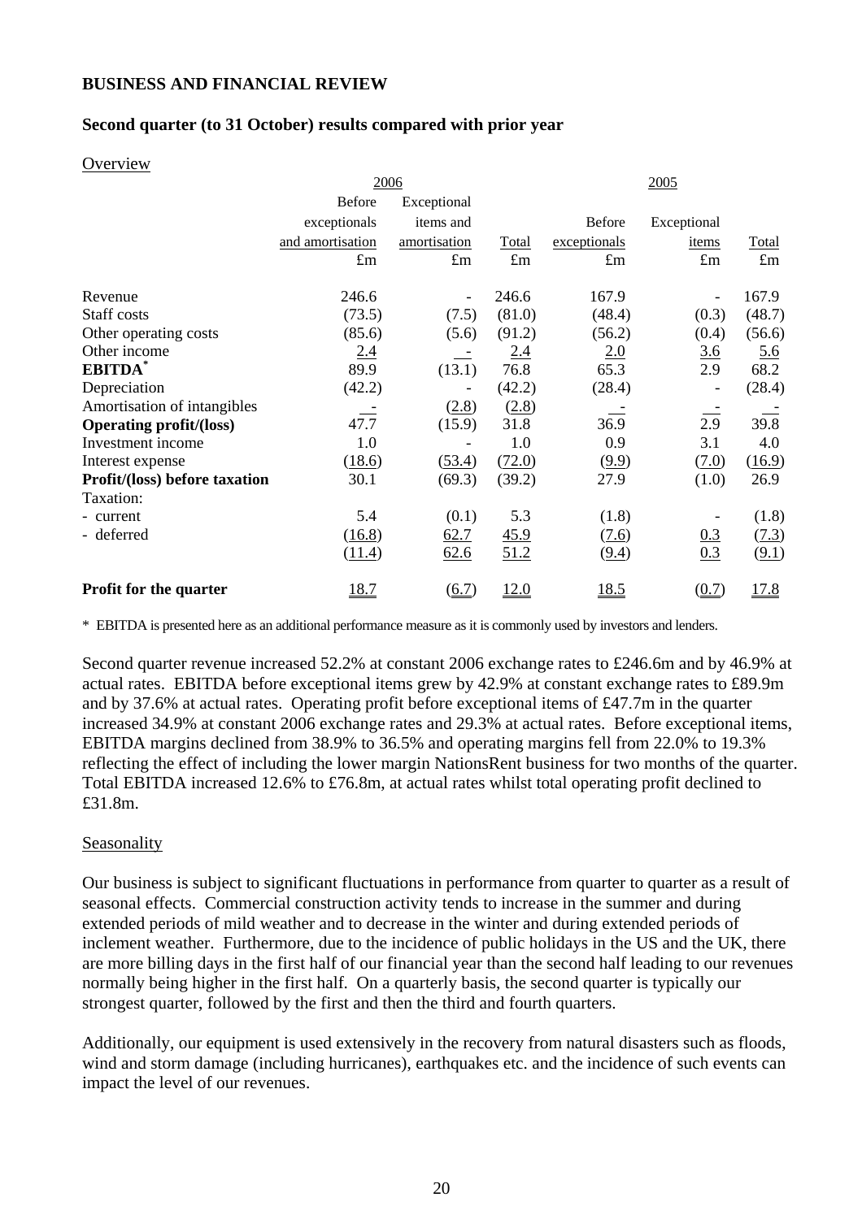**BUSINESS AND FINANCIAL REVIEW**

**Second quarter (to 31 October) results compared with prior year**

Overview

| | 2006 | | | 2005 | | |
|---|---|---|---|---|---|---|
| | Before exceptionals and amortisation | Exceptional items and amortisation | Total | Before exceptionals | Exceptional items | Total |
| | £m | £m | £m | £m | £m | £m |
| Revenue | 246.6 | - | 246.6 | 167.9 | - | 167.9 |
| Staff costs | (73.5) | (7.5) | (81.0) | (48.4) | (0.3) | (48.7) |
| Other operating costs | (85.6) | (5.6) | (91.2) | (56.2) | (0.4) | (56.6) |
| Other income | 2.4 | - | 2.4 | 2.0 | 3.6 | 5.6 |
| **EBITDA*** | 89.9 | (13.1) | 76.8 | 65.3 | 2.9 | 68.2 |
| Depreciation | (42.2) | - | (42.2) | (28.4) | - | (28.4) |
| Amortisation of intangibles | - | (2.8) | (2.8) | - | - | - |
| **Operating profit/(loss)** | 47.7 | (15.9) | 31.8 | 36.9 | 2.9 | 39.8 |
| Investment income | 1.0 | - | 1.0 | 0.9 | 3.1 | 4.0 |
| Interest expense | (18.6) | (53.4) | (72.0) | (9.9) | (7.0) | (16.9) |
| **Profit/(loss) before taxation** | 30.1 | (69.3) | (39.2) | 27.9 | (1.0) | 26.9 |
| Taxation: | | | | | | |
| - current | 5.4 | (0.1) | 5.3 | (1.8) | - | (1.8) |
| - deferred | (16.8) | 62.7 | 45.9 | (7.6) | 0.3 | (7.3) |
| | (11.4) | 62.6 | 51.2 | (9.4) | 0.3 | (9.1) |
| **Profit for the quarter** | 18.7 | (6.7) | 12.0 | 18.5 | (0.7) | 17.8 |

\* EBITDA is presented here as an additional performance measure as it is commonly used by investors and lenders.

Second quarter revenue increased 52.2% at constant 2006 exchange rates to £246.6m and by 46.9% at actual rates. EBITDA before exceptional items grew by 42.9% at constant exchange rates to £89.9m and by 37.6% at actual rates. Operating profit before exceptional items of £47.7m in the quarter increased 34.9% at constant 2006 exchange rates and 29.3% at actual rates. Before exceptional items, EBITDA margins declined from 38.9% to 36.5% and operating margins fell from 22.0% to 19.3% reflecting the effect of including the lower margin NationsRent business for two months of the quarter. Total EBITDA increased 12.6% to £76.8m, at actual rates whilst total operating profit declined to £31.8m.

Seasonality

Our business is subject to significant fluctuations in performance from quarter to quarter as a result of seasonal effects. Commercial construction activity tends to increase in the summer and during extended periods of mild weather and to decrease in the winter and during extended periods of inclement weather. Furthermore, due to the incidence of public holidays in the US and the UK, there are more billing days in the first half of our financial year than the second half leading to our revenues normally being higher in the first half. On a quarterly basis, the second quarter is typically our strongest quarter, followed by the first and then the third and fourth quarters.

Additionally, our equipment is used extensively in the recovery from natural disasters such as floods, wind and storm damage (including hurricanes), earthquakes etc. and the incidence of such events can impact the level of our revenues.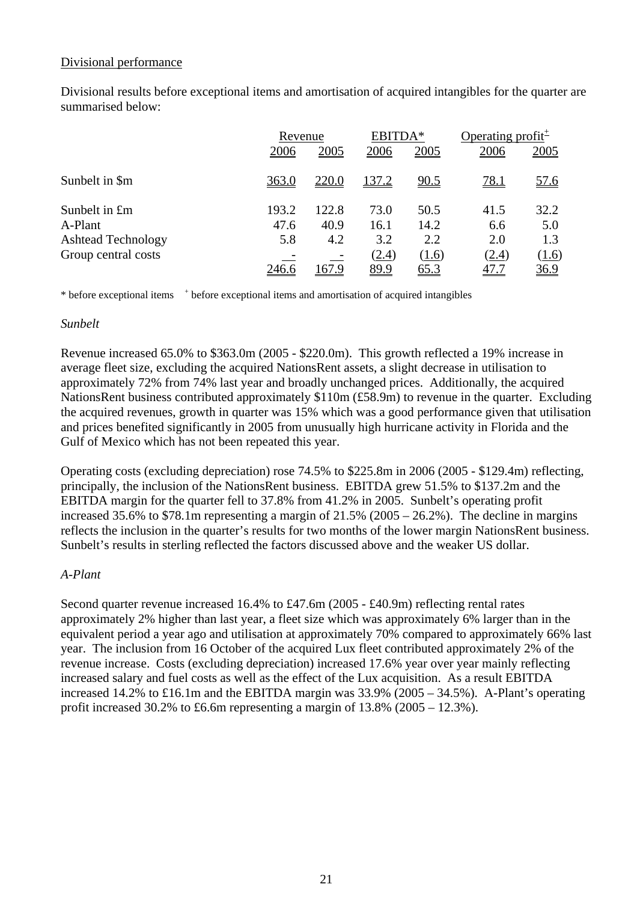Divisional performance

Divisional results before exceptional items and amortisation of acquired intangibles for the quarter are summarised below:

| | Revenue | | EBITDA* | | Operating profit+ | |
|---|---|---|---|---|---|---|
| | 2006 | 2005 | 2006 | 2005 | 2006 | 2005 |
| Sunbelt in $m | 363.0 | 220.0 | 137.2 | 90.5 | 78.1 | 57.6 |
| Sunbelt in £m | 193.2 | 122.8 | 73.0 | 50.5 | 41.5 | 32.2 |
| A-Plant | 47.6 | 40.9 | 16.1 | 14.2 | 6.6 | 5.0 |
| Ashtead Technology | 5.8 | 4.2 | 3.2 | 2.2 | 2.0 | 1.3 |
| Group central costs | - | - | (2.4) | (1.6) | (2.4) | (1.6) |
| | 246.6 | 167.9 | 89.9 | 65.3 | 47.7 | 36.9 |

\* before exceptional items   + before exceptional items and amortisation of acquired intangibles

*Sunbelt*

Revenue increased 65.0% to $363.0m (2005 - $220.0m). This growth reflected a 19% increase in average fleet size, excluding the acquired NationsRent assets, a slight decrease in utilisation to approximately 72% from 74% last year and broadly unchanged prices. Additionally, the acquired NationsRent business contributed approximately $110m (£58.9m) to revenue in the quarter. Excluding the acquired revenues, growth in quarter was 15% which was a good performance given that utilisation and prices benefited significantly in 2005 from unusually high hurricane activity in Florida and the Gulf of Mexico which has not been repeated this year.

Operating costs (excluding depreciation) rose 74.5% to $225.8m in 2006 (2005 - $129.4m) reflecting, principally, the inclusion of the NationsRent business. EBITDA grew 51.5% to $137.2m and the EBITDA margin for the quarter fell to 37.8% from 41.2% in 2005. Sunbelt's operating profit increased 35.6% to $78.1m representing a margin of 21.5% (2005 – 26.2%). The decline in margins reflects the inclusion in the quarter's results for two months of the lower margin NationsRent business. Sunbelt's results in sterling reflected the factors discussed above and the weaker US dollar.

*A-Plant*

Second quarter revenue increased 16.4% to £47.6m (2005 - £40.9m) reflecting rental rates approximately 2% higher than last year, a fleet size which was approximately 6% larger than in the equivalent period a year ago and utilisation at approximately 70% compared to approximately 66% last year. The inclusion from 16 October of the acquired Lux fleet contributed approximately 2% of the revenue increase. Costs (excluding depreciation) increased 17.6% year over year mainly reflecting increased salary and fuel costs as well as the effect of the Lux acquisition. As a result EBITDA increased 14.2% to £16.1m and the EBITDA margin was 33.9% (2005 – 34.5%). A-Plant's operating profit increased 30.2% to £6.6m representing a margin of 13.8% (2005 – 12.3%).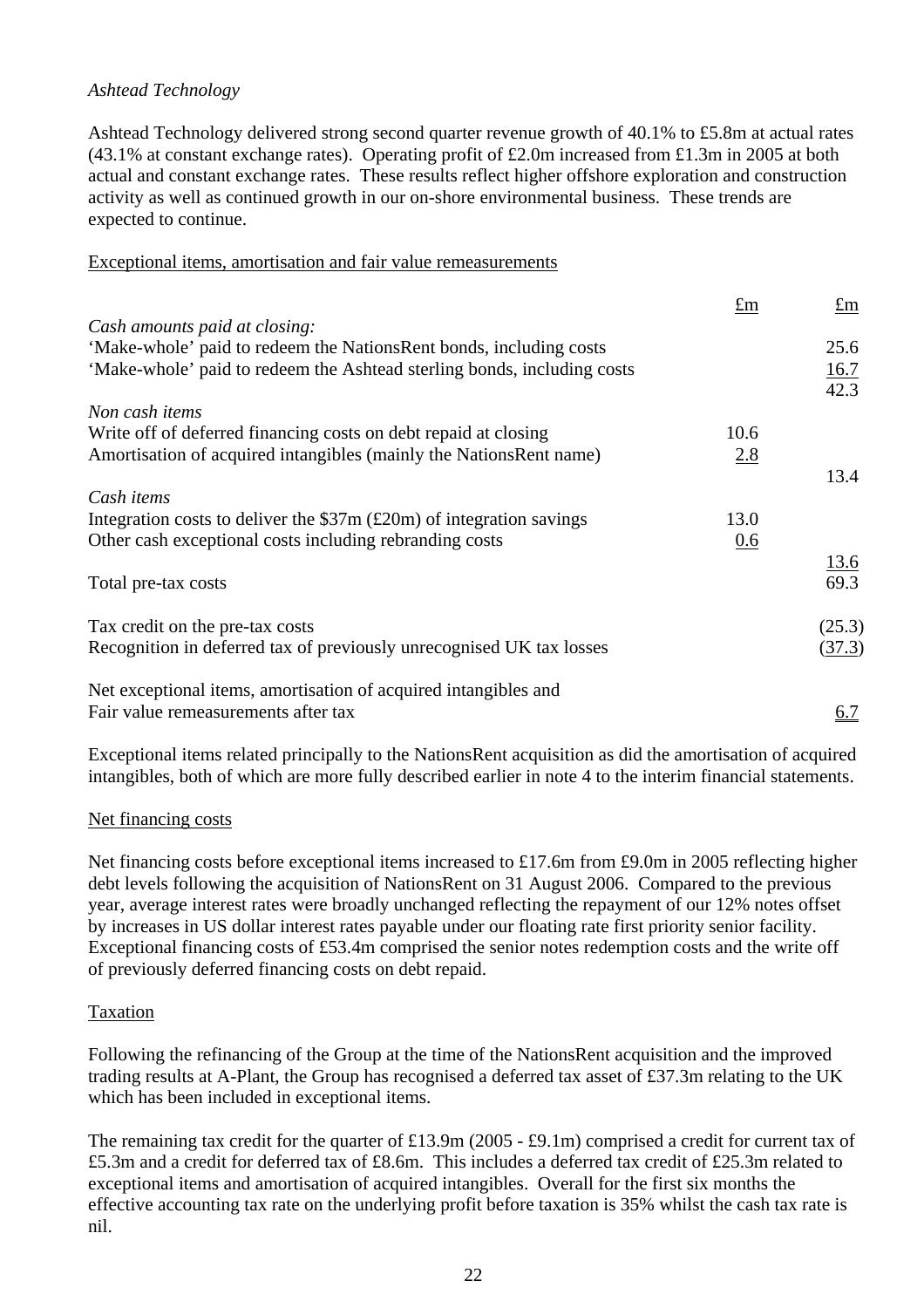*Ashtead Technology*

Ashtead Technology delivered strong second quarter revenue growth of 40.1% to £5.8m at actual rates (43.1% at constant exchange rates). Operating profit of £2.0m increased from £1.3m in 2005 at both actual and constant exchange rates. These results reflect higher offshore exploration and construction activity as well as continued growth in our on-shore environmental business. These trends are expected to continue.

Exceptional items, amortisation and fair value remeasurements

| | £m | £m |
|---|---|---|
| *Cash amounts paid at closing:* | | |
| 'Make-whole' paid to redeem the NationsRent bonds, including costs | | 25.6 |
| 'Make-whole' paid to redeem the Ashtead sterling bonds, including costs | | 16.7 |
| | | 42.3 |
| *Non cash items* | | |
| Write off of deferred financing costs on debt repaid at closing | 10.6 | |
| Amortisation of acquired intangibles (mainly the NationsRent name) | 2.8 | |
| | | 13.4 |
| *Cash items* | | |
| Integration costs to deliver the \$37m (£20m) of integration savings | 13.0 | |
| Other cash exceptional costs including rebranding costs | 0.6 | |
| | | 13.6 |
| Total pre-tax costs | | 69.3 |
| Tax credit on the pre-tax costs | | (25.3) |
| Recognition in deferred tax of previously unrecognised UK tax losses | | (37.3) |
| Net exceptional items, amortisation of acquired intangibles and Fair value remeasurements after tax | | 6.7 |

Exceptional items related principally to the NationsRent acquisition as did the amortisation of acquired intangibles, both of which are more fully described earlier in note 4 to the interim financial statements.

Net financing costs

Net financing costs before exceptional items increased to £17.6m from £9.0m in 2005 reflecting higher debt levels following the acquisition of NationsRent on 31 August 2006. Compared to the previous year, average interest rates were broadly unchanged reflecting the repayment of our 12% notes offset by increases in US dollar interest rates payable under our floating rate first priority senior facility. Exceptional financing costs of £53.4m comprised the senior notes redemption costs and the write off of previously deferred financing costs on debt repaid.

Taxation

Following the refinancing of the Group at the time of the NationsRent acquisition and the improved trading results at A-Plant, the Group has recognised a deferred tax asset of £37.3m relating to the UK which has been included in exceptional items.

The remaining tax credit for the quarter of £13.9m (2005 - £9.1m) comprised a credit for current tax of £5.3m and a credit for deferred tax of £8.6m. This includes a deferred tax credit of £25.3m related to exceptional items and amortisation of acquired intangibles. Overall for the first six months the effective accounting tax rate on the underlying profit before taxation is 35% whilst the cash tax rate is nil.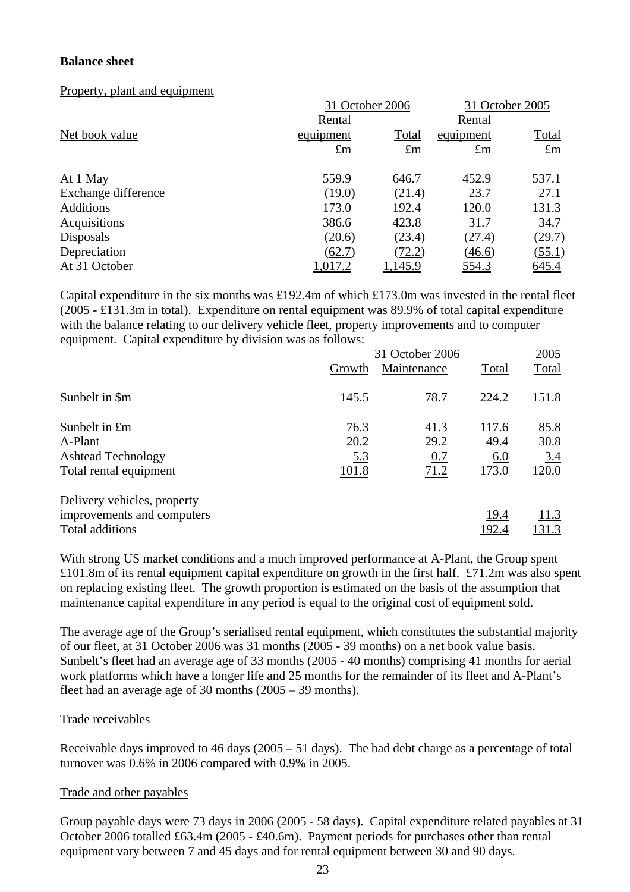**Balance sheet**

Property, plant and equipment

| Net book value | 31 October 2006 Rental equipment £m | 31 October 2006 Total £m | 31 October 2005 Rental equipment £m | 31 October 2005 Total £m |
|---|---|---|---|---|
| At 1 May | 559.9 | 646.7 | 452.9 | 537.1 |
| Exchange difference | (19.0) | (21.4) | 23.7 | 27.1 |
| Additions | 173.0 | 192.4 | 120.0 | 131.3 |
| Acquisitions | 386.6 | 423.8 | 31.7 | 34.7 |
| Disposals | (20.6) | (23.4) | (27.4) | (29.7) |
| Depreciation | (62.7) | (72.2) | (46.6) | (55.1) |
| At 31 October | 1,017.2 | 1,145.9 | 554.3 | 645.4 |

Capital expenditure in the six months was £192.4m of which £173.0m was invested in the rental fleet (2005 - £131.3m in total). Expenditure on rental equipment was 89.9% of total capital expenditure with the balance relating to our delivery vehicle fleet, property improvements and to computer equipment. Capital expenditure by division was as follows:

| | 31 October 2006 Growth | 31 October 2006 Maintenance | 31 October 2006 Total | 2005 Total |
|---|---|---|---|---|
| Sunbelt in $m | 145.5 | 78.7 | 224.2 | 151.8 |
| Sunbelt in £m | 76.3 | 41.3 | 117.6 | 85.8 |
| A-Plant | 20.2 | 29.2 | 49.4 | 30.8 |
| Ashtead Technology | 5.3 | 0.7 | 6.0 | 3.4 |
| Total rental equipment | 101.8 | 71.2 | 173.0 | 120.0 |
| Delivery vehicles, property improvements and computers | | | 19.4 | 11.3 |
| Total additions | | | 192.4 | 131.3 |

With strong US market conditions and a much improved performance at A-Plant, the Group spent £101.8m of its rental equipment capital expenditure on growth in the first half. £71.2m was also spent on replacing existing fleet. The growth proportion is estimated on the basis of the assumption that maintenance capital expenditure in any period is equal to the original cost of equipment sold.

The average age of the Group's serialised rental equipment, which constitutes the substantial majority of our fleet, at 31 October 2006 was 31 months (2005 - 39 months) on a net book value basis. Sunbelt's fleet had an average age of 33 months (2005 - 40 months) comprising 41 months for aerial work platforms which have a longer life and 25 months for the remainder of its fleet and A-Plant's fleet had an average age of 30 months (2005 – 39 months).

Trade receivables

Receivable days improved to 46 days (2005 – 51 days). The bad debt charge as a percentage of total turnover was 0.6% in 2006 compared with 0.9% in 2005.

Trade and other payables

Group payable days were 73 days in 2006 (2005 - 58 days). Capital expenditure related payables at 31 October 2006 totalled £63.4m (2005 - £40.6m). Payment periods for purchases other than rental equipment vary between 7 and 45 days and for rental equipment between 30 and 90 days.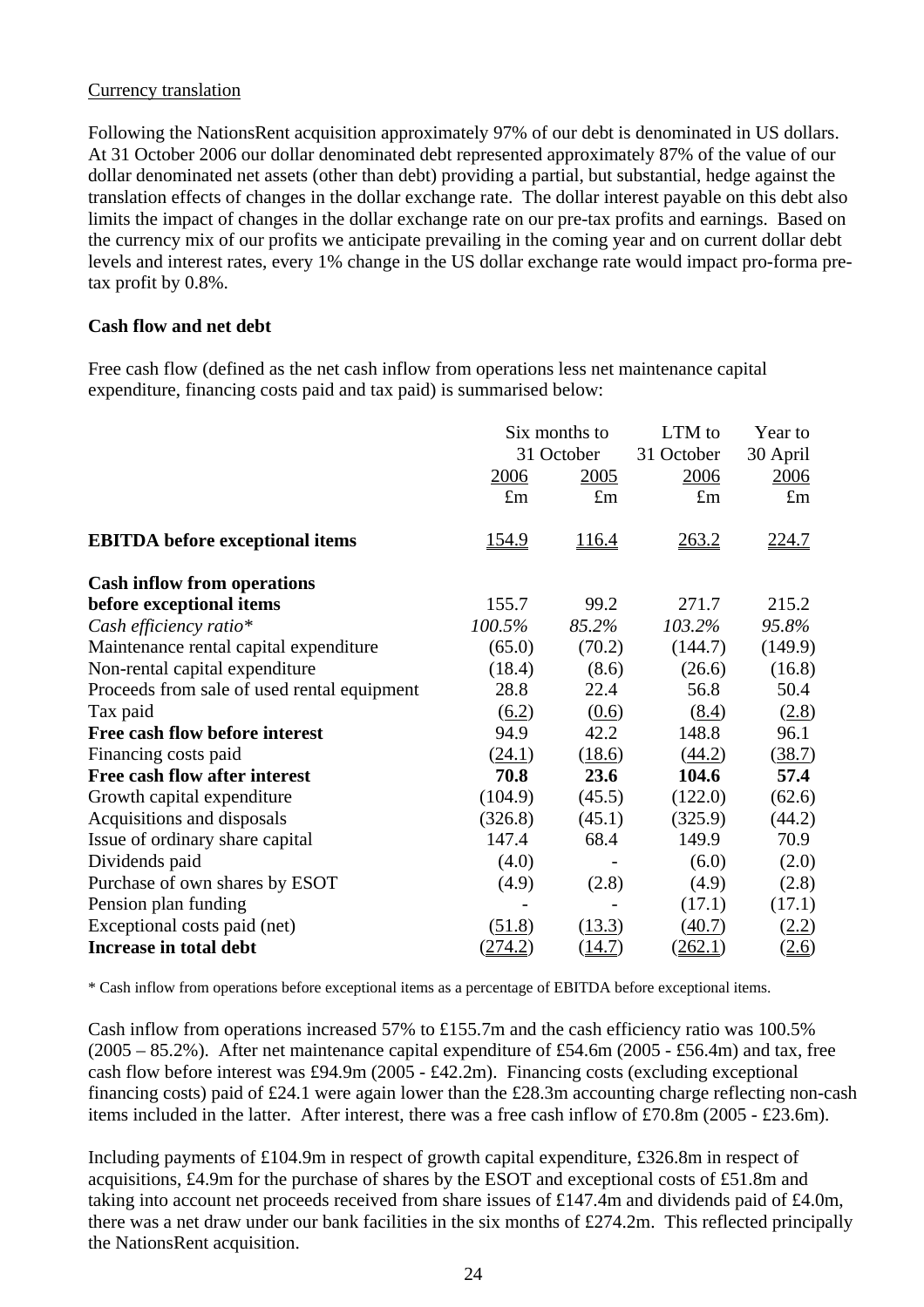Currency translation

Following the NationsRent acquisition approximately 97% of our debt is denominated in US dollars. At 31 October 2006 our dollar denominated debt represented approximately 87% of the value of our dollar denominated net assets (other than debt) providing a partial, but substantial, hedge against the translation effects of changes in the dollar exchange rate. The dollar interest payable on this debt also limits the impact of changes in the dollar exchange rate on our pre-tax profits and earnings. Based on the currency mix of our profits we anticipate prevailing in the coming year and on current dollar debt levels and interest rates, every 1% change in the US dollar exchange rate would impact pro-forma pre-tax profit by 0.8%.

**Cash flow and net debt**

Free cash flow (defined as the net cash inflow from operations less net maintenance capital expenditure, financing costs paid and tax paid) is summarised below:

| | Six months to 31 October | | LTM to 31 October | Year to 30 April |
|---|---|---|---|---|
| | 2006 | 2005 | 2006 | 2006 |
| | £m | £m | £m | £m |
| **EBITDA before exceptional items** | 154.9 | 116.4 | 263.2 | 224.7 |
| **Cash inflow from operations before exceptional items** | 155.7 | 99.2 | 271.7 | 215.2 |
| *Cash efficiency ratio** | *100.5%* | *85.2%* | *103.2%* | *95.8%* |
| Maintenance rental capital expenditure | (65.0) | (70.2) | (144.7) | (149.9) |
| Non-rental capital expenditure | (18.4) | (8.6) | (26.6) | (16.8) |
| Proceeds from sale of used rental equipment | 28.8 | 22.4 | 56.8 | 50.4 |
| Tax paid | (6.2) | (0.6) | (8.4) | (2.8) |
| **Free cash flow before interest** | 94.9 | 42.2 | 148.8 | 96.1 |
| Financing costs paid | (24.1) | (18.6) | (44.2) | (38.7) |
| **Free cash flow after interest** | **70.8** | **23.6** | **104.6** | **57.4** |
| Growth capital expenditure | (104.9) | (45.5) | (122.0) | (62.6) |
| Acquisitions and disposals | (326.8) | (45.1) | (325.9) | (44.2) |
| Issue of ordinary share capital | 147.4 | 68.4 | 149.9 | 70.9 |
| Dividends paid | (4.0) | - | (6.0) | (2.0) |
| Purchase of own shares by ESOT | (4.9) | (2.8) | (4.9) | (2.8) |
| Pension plan funding | - | - | (17.1) | (17.1) |
| Exceptional costs paid (net) | (51.8) | (13.3) | (40.7) | (2.2) |
| **Increase in total debt** | (274.2) | (14.7) | (262.1) | (2.6) |

\* Cash inflow from operations before exceptional items as a percentage of EBITDA before exceptional items.

Cash inflow from operations increased 57% to £155.7m and the cash efficiency ratio was 100.5% (2005 – 85.2%). After net maintenance capital expenditure of £54.6m (2005 - £56.4m) and tax, free cash flow before interest was £94.9m (2005 - £42.2m). Financing costs (excluding exceptional financing costs) paid of £24.1 were again lower than the £28.3m accounting charge reflecting non-cash items included in the latter. After interest, there was a free cash inflow of £70.8m (2005 - £23.6m).

Including payments of £104.9m in respect of growth capital expenditure, £326.8m in respect of acquisitions, £4.9m for the purchase of shares by the ESOT and exceptional costs of £51.8m and taking into account net proceeds received from share issues of £147.4m and dividends paid of £4.0m, there was a net draw under our bank facilities in the six months of £274.2m. This reflected principally the NationsRent acquisition.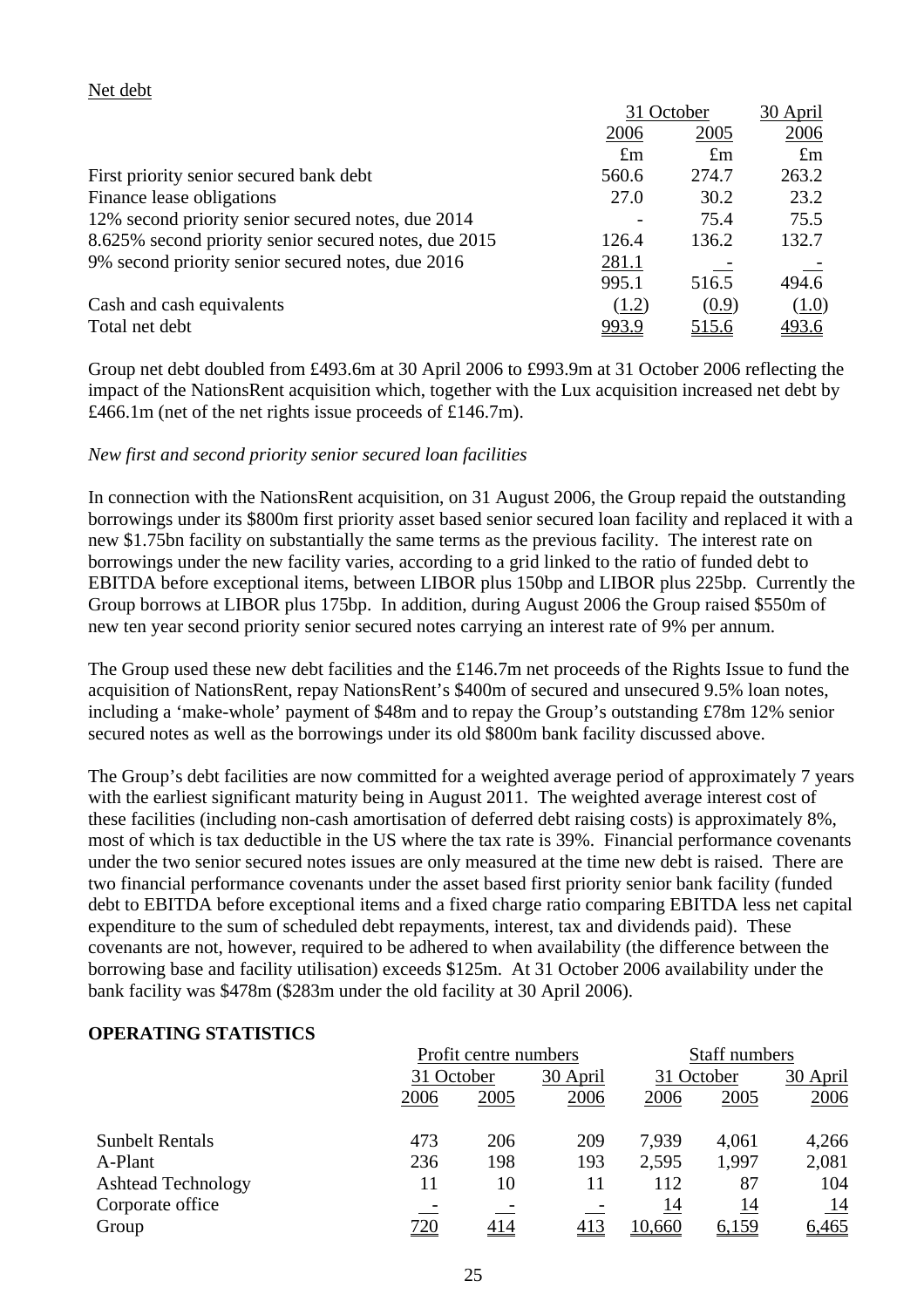Net debt

| | 31 October | | 30 April |
|---|---|---|---|
| | 2006 | 2005 | 2006 |
| | £m | £m | £m |
| First priority senior secured bank debt | 560.6 | 274.7 | 263.2 |
| Finance lease obligations | 27.0 | 30.2 | 23.2 |
| 12% second priority senior secured notes, due 2014 | - | 75.4 | 75.5 |
| 8.625% second priority senior secured notes, due 2015 | 126.4 | 136.2 | 132.7 |
| 9% second priority senior secured notes, due 2016 | 281.1 | - | - |
| | 995.1 | 516.5 | 494.6 |
| Cash and cash equivalents | (1.2) | (0.9) | (1.0) |
| Total net debt | 993.9 | 515.6 | 493.6 |

Group net debt doubled from £493.6m at 30 April 2006 to £993.9m at 31 October 2006 reflecting the impact of the NationsRent acquisition which, together with the Lux acquisition increased net debt by £466.1m (net of the net rights issue proceeds of £146.7m).

*New first and second priority senior secured loan facilities*

In connection with the NationsRent acquisition, on 31 August 2006, the Group repaid the outstanding borrowings under its $800m first priority asset based senior secured loan facility and replaced it with a new $1.75bn facility on substantially the same terms as the previous facility. The interest rate on borrowings under the new facility varies, according to a grid linked to the ratio of funded debt to EBITDA before exceptional items, between LIBOR plus 150bp and LIBOR plus 225bp. Currently the Group borrows at LIBOR plus 175bp. In addition, during August 2006 the Group raised $550m of new ten year second priority senior secured notes carrying an interest rate of 9% per annum.

The Group used these new debt facilities and the £146.7m net proceeds of the Rights Issue to fund the acquisition of NationsRent, repay NationsRent's $400m of secured and unsecured 9.5% loan notes, including a 'make-whole' payment of $48m and to repay the Group's outstanding £78m 12% senior secured notes as well as the borrowings under its old $800m bank facility discussed above.

The Group's debt facilities are now committed for a weighted average period of approximately 7 years with the earliest significant maturity being in August 2011. The weighted average interest cost of these facilities (including non-cash amortisation of deferred debt raising costs) is approximately 8%, most of which is tax deductible in the US where the tax rate is 39%. Financial performance covenants under the two senior secured notes issues are only measured at the time new debt is raised. There are two financial performance covenants under the asset based first priority senior bank facility (funded debt to EBITDA before exceptional items and a fixed charge ratio comparing EBITDA less net capital expenditure to the sum of scheduled debt repayments, interest, tax and dividends paid). These covenants are not, however, required to be adhered to when availability (the difference between the borrowing base and facility utilisation) exceeds $125m. At 31 October 2006 availability under the bank facility was $478m ($283m under the old facility at 30 April 2006).

## OPERATING STATISTICS

| | Profit centre numbers | | | Staff numbers | | |
|---|---|---|---|---|---|---|
| | 31 October | | 30 April | 31 October | | 30 April |
| | 2006 | 2005 | 2006 | 2006 | 2005 | 2006 |
| Sunbelt Rentals | 473 | 206 | 209 | 7,939 | 4,061 | 4,266 |
| A-Plant | 236 | 198 | 193 | 2,595 | 1,997 | 2,081 |
| Ashtead Technology | 11 | 10 | 11 | 112 | 87 | 104 |
| Corporate office | - | - | - | 14 | 14 | 14 |
| Group | 720 | 414 | 413 | 10,660 | 6,159 | 6,465 |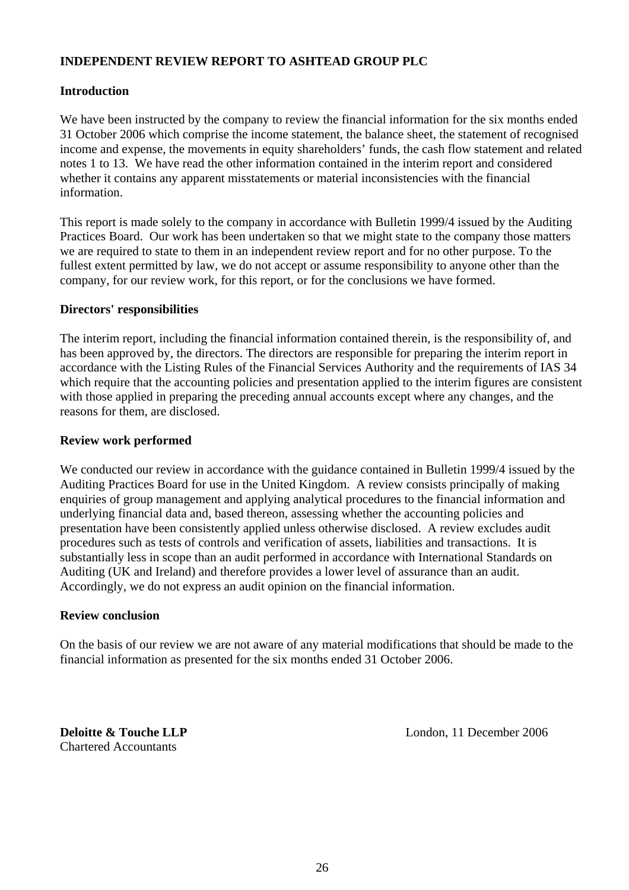## INDEPENDENT REVIEW REPORT TO ASHTEAD GROUP PLC

### Introduction

We have been instructed by the company to review the financial information for the six months ended 31 October 2006 which comprise the income statement, the balance sheet, the statement of recognised income and expense, the movements in equity shareholders' funds, the cash flow statement and related notes 1 to 13. We have read the other information contained in the interim report and considered whether it contains any apparent misstatements or material inconsistencies with the financial information.

This report is made solely to the company in accordance with Bulletin 1999/4 issued by the Auditing Practices Board. Our work has been undertaken so that we might state to the company those matters we are required to state to them in an independent review report and for no other purpose. To the fullest extent permitted by law, we do not accept or assume responsibility to anyone other than the company, for our review work, for this report, or for the conclusions we have formed.

### Directors' responsibilities

The interim report, including the financial information contained therein, is the responsibility of, and has been approved by, the directors. The directors are responsible for preparing the interim report in accordance with the Listing Rules of the Financial Services Authority and the requirements of IAS 34 which require that the accounting policies and presentation applied to the interim figures are consistent with those applied in preparing the preceding annual accounts except where any changes, and the reasons for them, are disclosed.

### Review work performed

We conducted our review in accordance with the guidance contained in Bulletin 1999/4 issued by the Auditing Practices Board for use in the United Kingdom. A review consists principally of making enquiries of group management and applying analytical procedures to the financial information and underlying financial data and, based thereon, assessing whether the accounting policies and presentation have been consistently applied unless otherwise disclosed. A review excludes audit procedures such as tests of controls and verification of assets, liabilities and transactions. It is substantially less in scope than an audit performed in accordance with International Standards on Auditing (UK and Ireland) and therefore provides a lower level of assurance than an audit. Accordingly, we do not express an audit opinion on the financial information.

### Review conclusion

On the basis of our review we are not aware of any material modifications that should be made to the financial information as presented for the six months ended 31 October 2006.

**Deloitte & Touche LLP**
Chartered Accountants

London, 11 December 2006